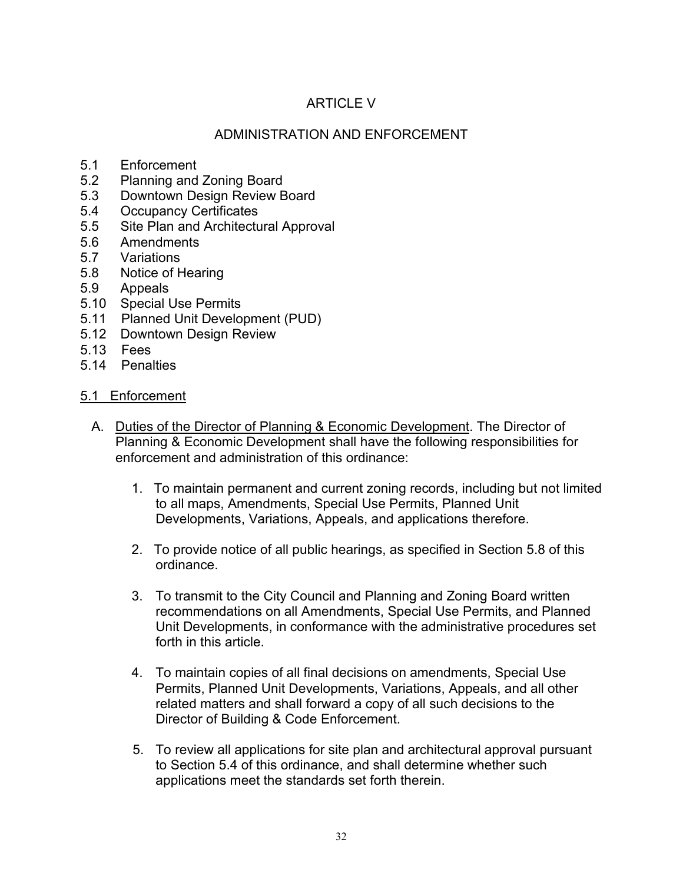# ARTICLE V

## ADMINISTRATION AND ENFORCEMENT

5.1 Enforcement
5.2 Planning and Zoning Board
5.3 Downtown Design Review Board
5.4 Occupancy Certificates
5.5 Site Plan and Architectural Approval
5.6 Amendments
5.7 Variations
5.8 Notice of Hearing
5.9 Appeals
5.10 Special Use Permits
5.11 Planned Unit Development (PUD)
5.12 Downtown Design Review
5.13 Fees
5.14 Penalties

## 5.1 Enforcement

A. Duties of the Director of Planning & Economic Development. The Director of Planning & Economic Development shall have the following responsibilities for enforcement and administration of this ordinance:

1. To maintain permanent and current zoning records, including but not limited to all maps, Amendments, Special Use Permits, Planned Unit Developments, Variations, Appeals, and applications therefore.

2. To provide notice of all public hearings, as specified in Section 5.8 of this ordinance.

3. To transmit to the City Council and Planning and Zoning Board written recommendations on all Amendments, Special Use Permits, and Planned Unit Developments, in conformance with the administrative procedures set forth in this article.

4. To maintain copies of all final decisions on amendments, Special Use Permits, Planned Unit Developments, Variations, Appeals, and all other related matters and shall forward a copy of all such decisions to the Director of Building & Code Enforcement.

5. To review all applications for site plan and architectural approval pursuant to Section 5.4 of this ordinance, and shall determine whether such applications meet the standards set forth therein.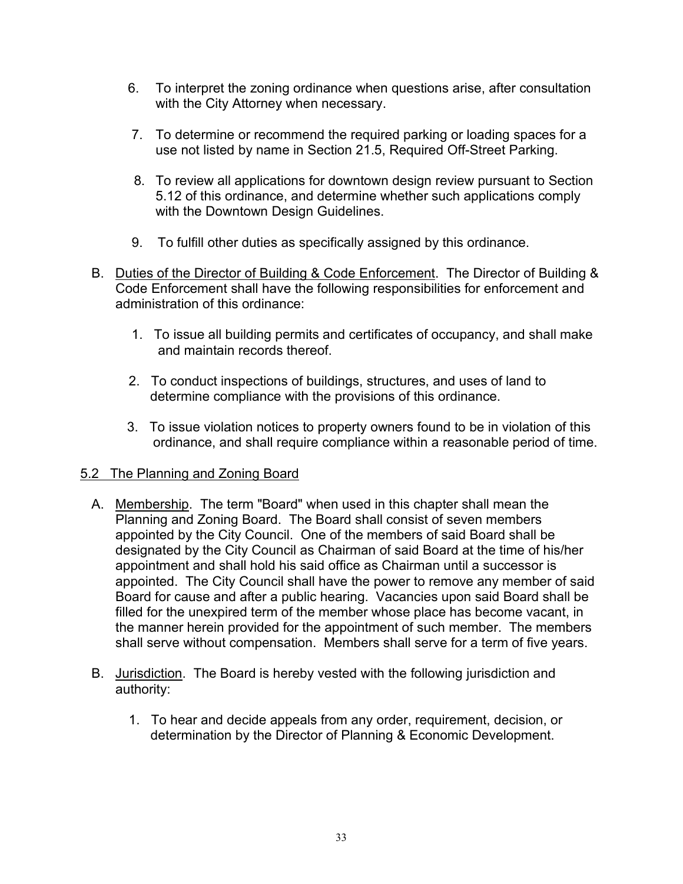6. To interpret the zoning ordinance when questions arise, after consultation with the City Attorney when necessary.

7. To determine or recommend the required parking or loading spaces for a use not listed by name in Section 21.5, Required Off-Street Parking.

8. To review all applications for downtown design review pursuant to Section 5.12 of this ordinance, and determine whether such applications comply with the Downtown Design Guidelines.

9. To fulfill other duties as specifically assigned by this ordinance.

B. Duties of the Director of Building & Code Enforcement. The Director of Building & Code Enforcement shall have the following responsibilities for enforcement and administration of this ordinance:

   1. To issue all building permits and certificates of occupancy, and shall make and maintain records thereof.

   2. To conduct inspections of buildings, structures, and uses of land to determine compliance with the provisions of this ordinance.

   3. To issue violation notices to property owners found to be in violation of this ordinance, and shall require compliance within a reasonable period of time.

## 5.2 The Planning and Zoning Board

A. Membership. The term "Board" when used in this chapter shall mean the Planning and Zoning Board. The Board shall consist of seven members appointed by the City Council. One of the members of said Board shall be designated by the City Council as Chairman of said Board at the time of his/her appointment and shall hold his said office as Chairman until a successor is appointed. The City Council shall have the power to remove any member of said Board for cause and after a public hearing. Vacancies upon said Board shall be filled for the unexpired term of the member whose place has become vacant, in the manner herein provided for the appointment of such member. The members shall serve without compensation. Members shall serve for a term of five years.

B. Jurisdiction. The Board is hereby vested with the following jurisdiction and authority:

   1. To hear and decide appeals from any order, requirement, decision, or determination by the Director of Planning & Economic Development.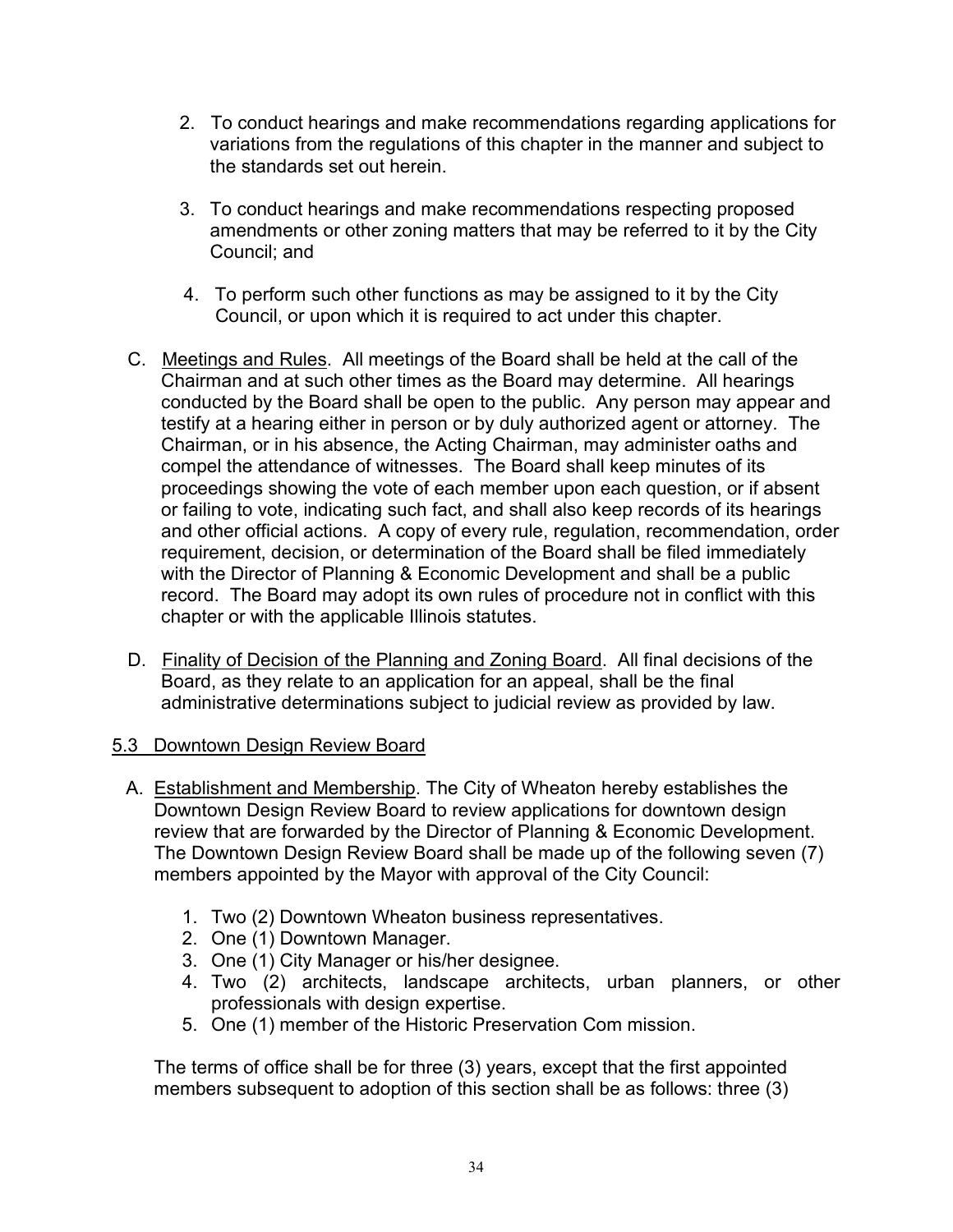2. To conduct hearings and make recommendations regarding applications for variations from the regulations of this chapter in the manner and subject to the standards set out herein.

3. To conduct hearings and make recommendations respecting proposed amendments or other zoning matters that may be referred to it by the City Council; and

4. To perform such other functions as may be assigned to it by the City Council, or upon which it is required to act under this chapter.

C. Meetings and Rules. All meetings of the Board shall be held at the call of the Chairman and at such other times as the Board may determine. All hearings conducted by the Board shall be open to the public. Any person may appear and testify at a hearing either in person or by duly authorized agent or attorney. The Chairman, or in his absence, the Acting Chairman, may administer oaths and compel the attendance of witnesses. The Board shall keep minutes of its proceedings showing the vote of each member upon each question, or if absent or failing to vote, indicating such fact, and shall also keep records of its hearings and other official actions. A copy of every rule, regulation, recommendation, order requirement, decision, or determination of the Board shall be filed immediately with the Director of Planning & Economic Development and shall be a public record. The Board may adopt its own rules of procedure not in conflict with this chapter or with the applicable Illinois statutes.

D. Finality of Decision of the Planning and Zoning Board. All final decisions of the Board, as they relate to an application for an appeal, shall be the final administrative determinations subject to judicial review as provided by law.

## 5.3 Downtown Design Review Board

A. Establishment and Membership. The City of Wheaton hereby establishes the Downtown Design Review Board to review applications for downtown design review that are forwarded by the Director of Planning & Economic Development. The Downtown Design Review Board shall be made up of the following seven (7) members appointed by the Mayor with approval of the City Council:

1. Two (2) Downtown Wheaton business representatives.
2. One (1) Downtown Manager.
3. One (1) City Manager or his/her designee.
4. Two (2) architects, landscape architects, urban planners, or other professionals with design expertise.
5. One (1) member of the Historic Preservation Com mission.

The terms of office shall be for three (3) years, except that the first appointed members subsequent to adoption of this section shall be as follows: three (3)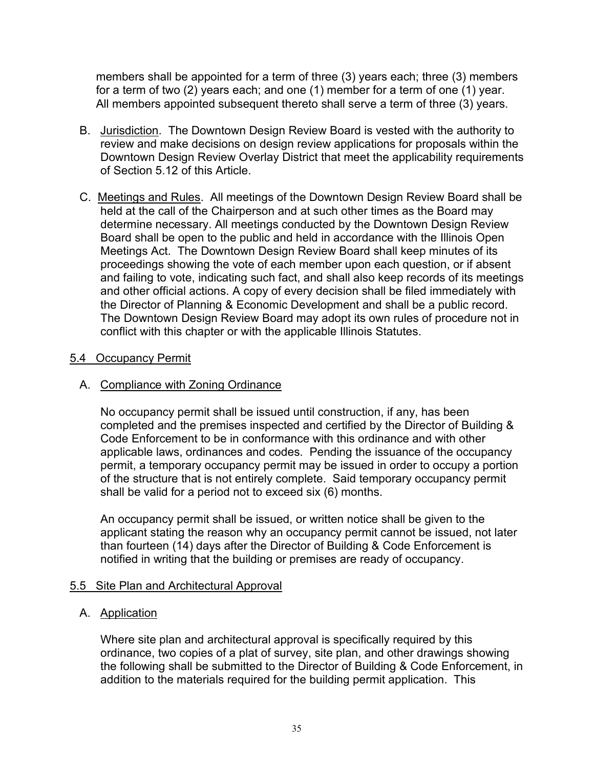members shall be appointed for a term of three (3) years each; three (3) members for a term of two (2) years each; and one (1) member for a term of one (1) year. All members appointed subsequent thereto shall serve a term of three (3) years.

B. Jurisdiction. The Downtown Design Review Board is vested with the authority to review and make decisions on design review applications for proposals within the Downtown Design Review Overlay District that meet the applicability requirements of Section 5.12 of this Article.

C. Meetings and Rules. All meetings of the Downtown Design Review Board shall be held at the call of the Chairperson and at such other times as the Board may determine necessary. All meetings conducted by the Downtown Design Review Board shall be open to the public and held in accordance with the Illinois Open Meetings Act. The Downtown Design Review Board shall keep minutes of its proceedings showing the vote of each member upon each question, or if absent and failing to vote, indicating such fact, and shall also keep records of its meetings and other official actions. A copy of every decision shall be filed immediately with the Director of Planning & Economic Development and shall be a public record. The Downtown Design Review Board may adopt its own rules of procedure not in conflict with this chapter or with the applicable Illinois Statutes.

## 5.4 Occupancy Permit

### A. Compliance with Zoning Ordinance

No occupancy permit shall be issued until construction, if any, has been completed and the premises inspected and certified by the Director of Building & Code Enforcement to be in conformance with this ordinance and with other applicable laws, ordinances and codes. Pending the issuance of the occupancy permit, a temporary occupancy permit may be issued in order to occupy a portion of the structure that is not entirely complete. Said temporary occupancy permit shall be valid for a period not to exceed six (6) months.

An occupancy permit shall be issued, or written notice shall be given to the applicant stating the reason why an occupancy permit cannot be issued, not later than fourteen (14) days after the Director of Building & Code Enforcement is notified in writing that the building or premises are ready of occupancy.

## 5.5 Site Plan and Architectural Approval

### A. Application

Where site plan and architectural approval is specifically required by this ordinance, two copies of a plat of survey, site plan, and other drawings showing the following shall be submitted to the Director of Building & Code Enforcement, in addition to the materials required for the building permit application. This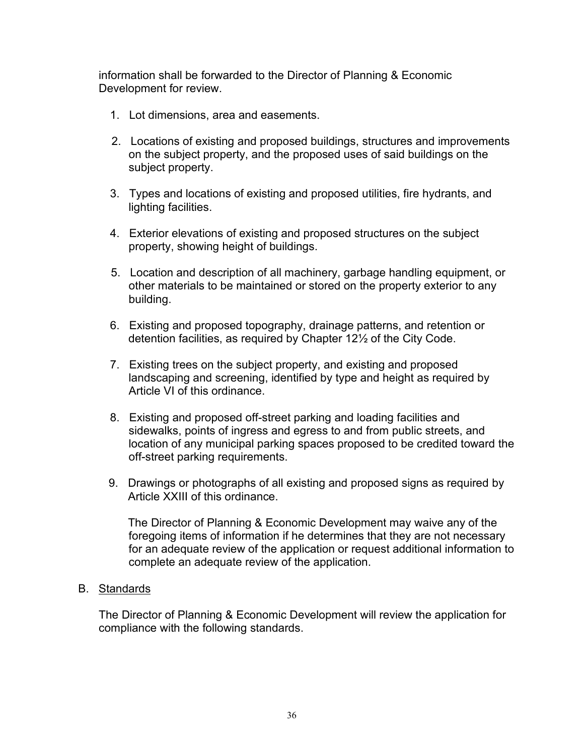information shall be forwarded to the Director of Planning & Economic Development for review.

1. Lot dimensions, area and easements.

2. Locations of existing and proposed buildings, structures and improvements on the subject property, and the proposed uses of said buildings on the subject property.

3. Types and locations of existing and proposed utilities, fire hydrants, and lighting facilities.

4. Exterior elevations of existing and proposed structures on the subject property, showing height of buildings.

5. Location and description of all machinery, garbage handling equipment, or other materials to be maintained or stored on the property exterior to any building.

6. Existing and proposed topography, drainage patterns, and retention or detention facilities, as required by Chapter 12½ of the City Code.

7. Existing trees on the subject property, and existing and proposed landscaping and screening, identified by type and height as required by Article VI of this ordinance.

8. Existing and proposed off-street parking and loading facilities and sidewalks, points of ingress and egress to and from public streets, and location of any municipal parking spaces proposed to be credited toward the off-street parking requirements.

9. Drawings or photographs of all existing and proposed signs as required by Article XXIII of this ordinance.

   The Director of Planning & Economic Development may waive any of the foregoing items of information if he determines that they are not necessary for an adequate review of the application or request additional information to complete an adequate review of the application.

B. Standards

   The Director of Planning & Economic Development will review the application for compliance with the following standards.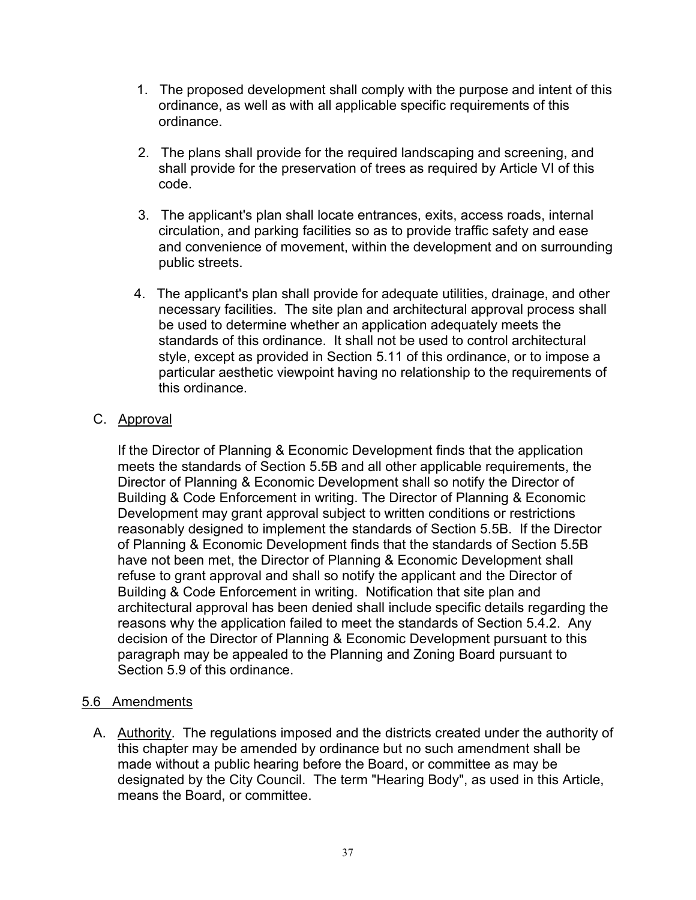1. The proposed development shall comply with the purpose and intent of this ordinance, as well as with all applicable specific requirements of this ordinance.

2. The plans shall provide for the required landscaping and screening, and shall provide for the preservation of trees as required by Article VI of this code.

3. The applicant's plan shall locate entrances, exits, access roads, internal circulation, and parking facilities so as to provide traffic safety and ease and convenience of movement, within the development and on surrounding public streets.

4. The applicant's plan shall provide for adequate utilities, drainage, and other necessary facilities. The site plan and architectural approval process shall be used to determine whether an application adequately meets the standards of this ordinance. It shall not be used to control architectural style, except as provided in Section 5.11 of this ordinance, or to impose a particular aesthetic viewpoint having no relationship to the requirements of this ordinance.

C. <u>Approval</u>

If the Director of Planning & Economic Development finds that the application meets the standards of Section 5.5B and all other applicable requirements, the Director of Planning & Economic Development shall so notify the Director of Building & Code Enforcement in writing. The Director of Planning & Economic Development may grant approval subject to written conditions or restrictions reasonably designed to implement the standards of Section 5.5B. If the Director of Planning & Economic Development finds that the standards of Section 5.5B have not been met, the Director of Planning & Economic Development shall refuse to grant approval and shall so notify the applicant and the Director of Building & Code Enforcement in writing. Notification that site plan and architectural approval has been denied shall include specific details regarding the reasons why the application failed to meet the standards of Section 5.4.2. Any decision of the Director of Planning & Economic Development pursuant to this paragraph may be appealed to the Planning and Zoning Board pursuant to Section 5.9 of this ordinance.

## <u>5.6 Amendments</u>

A. <u>Authority</u>. The regulations imposed and the districts created under the authority of this chapter may be amended by ordinance but no such amendment shall be made without a public hearing before the Board, or committee as may be designated by the City Council. The term "Hearing Body", as used in this Article, means the Board, or committee.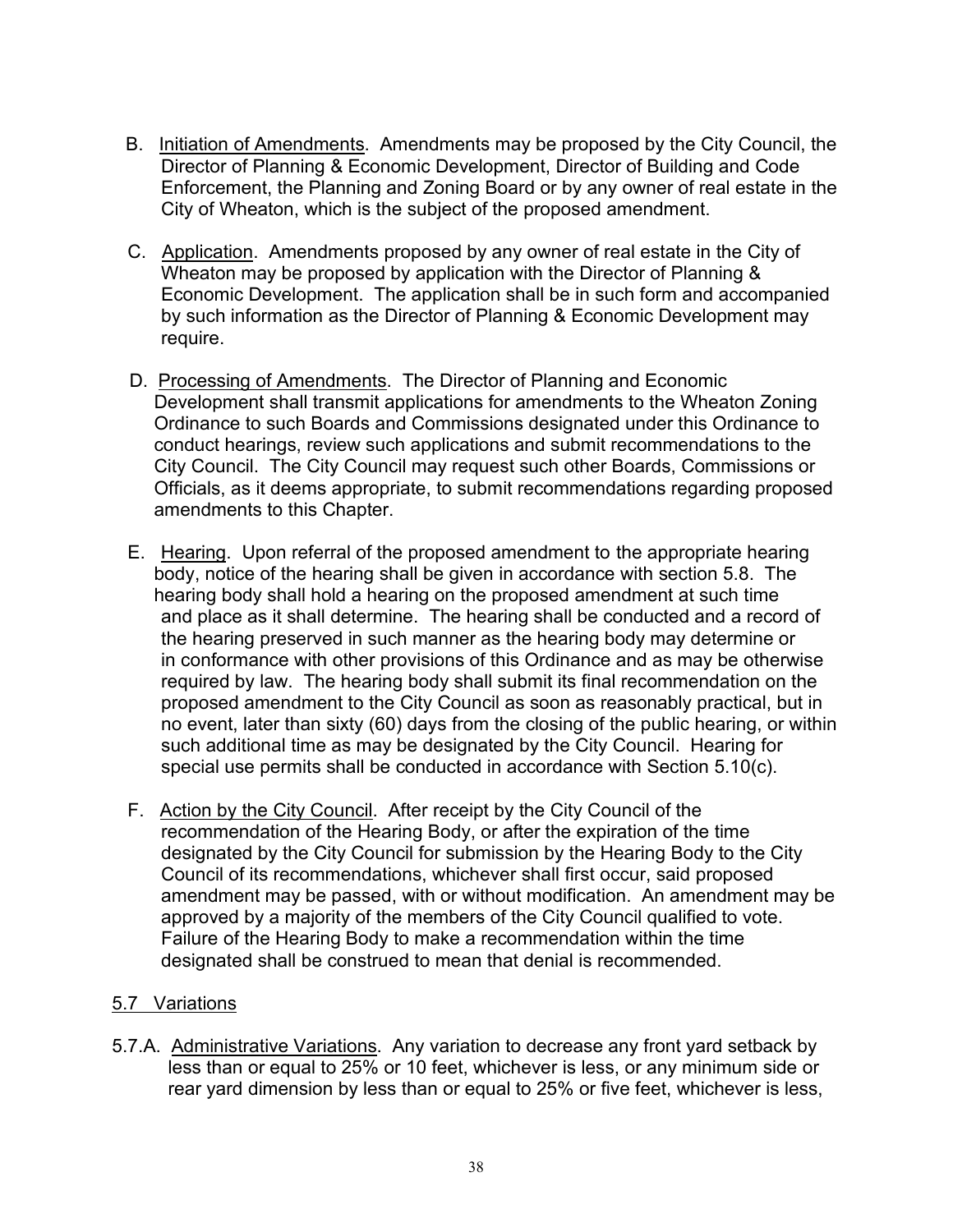B. Initiation of Amendments. Amendments may be proposed by the City Council, the Director of Planning & Economic Development, Director of Building and Code Enforcement, the Planning and Zoning Board or by any owner of real estate in the City of Wheaton, which is the subject of the proposed amendment.

C. Application. Amendments proposed by any owner of real estate in the City of Wheaton may be proposed by application with the Director of Planning & Economic Development. The application shall be in such form and accompanied by such information as the Director of Planning & Economic Development may require.

D. Processing of Amendments. The Director of Planning and Economic Development shall transmit applications for amendments to the Wheaton Zoning Ordinance to such Boards and Commissions designated under this Ordinance to conduct hearings, review such applications and submit recommendations to the City Council. The City Council may request such other Boards, Commissions or Officials, as it deems appropriate, to submit recommendations regarding proposed amendments to this Chapter.

E. Hearing. Upon referral of the proposed amendment to the appropriate hearing body, notice of the hearing shall be given in accordance with section 5.8. The hearing body shall hold a hearing on the proposed amendment at such time and place as it shall determine. The hearing shall be conducted and a record of the hearing preserved in such manner as the hearing body may determine or in conformance with other provisions of this Ordinance and as may be otherwise required by law. The hearing body shall submit its final recommendation on the proposed amendment to the City Council as soon as reasonably practical, but in no event, later than sixty (60) days from the closing of the public hearing, or within such additional time as may be designated by the City Council. Hearing for special use permits shall be conducted in accordance with Section 5.10(c).

F. Action by the City Council. After receipt by the City Council of the recommendation of the Hearing Body, or after the expiration of the time designated by the City Council for submission by the Hearing Body to the City Council of its recommendations, whichever shall first occur, said proposed amendment may be passed, with or without modification. An amendment may be approved by a majority of the members of the City Council qualified to vote. Failure of the Hearing Body to make a recommendation within the time designated shall be construed to mean that denial is recommended.

## 5.7 Variations

5.7.A. Administrative Variations. Any variation to decrease any front yard setback by less than or equal to 25% or 10 feet, whichever is less, or any minimum side or rear yard dimension by less than or equal to 25% or five feet, whichever is less,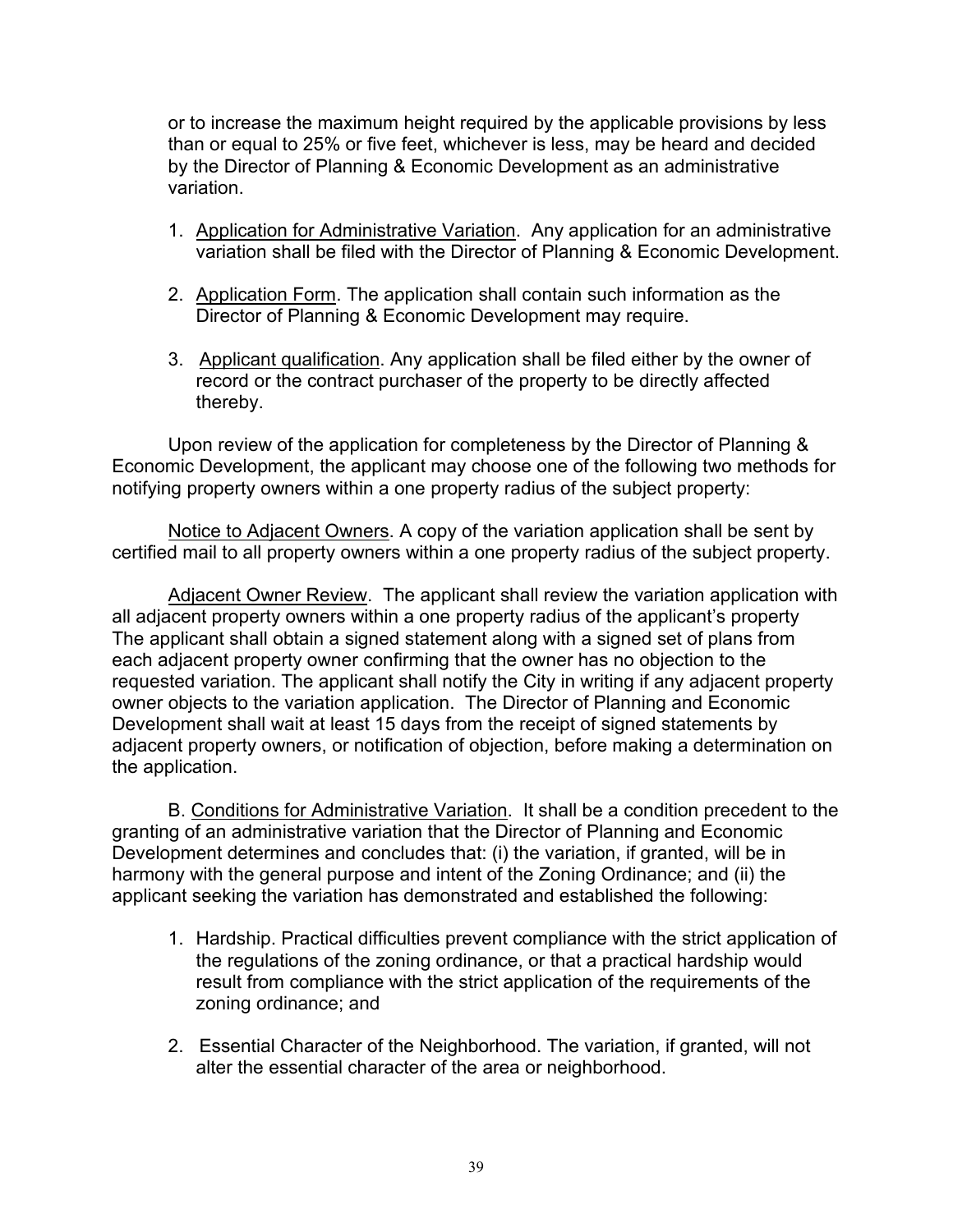or to increase the maximum height required by the applicable provisions by less than or equal to 25% or five feet, whichever is less, may be heard and decided by the Director of Planning & Economic Development as an administrative variation.

1. Application for Administrative Variation. Any application for an administrative variation shall be filed with the Director of Planning & Economic Development.

2. Application Form. The application shall contain such information as the Director of Planning & Economic Development may require.

3. Applicant qualification. Any application shall be filed either by the owner of record or the contract purchaser of the property to be directly affected thereby.

Upon review of the application for completeness by the Director of Planning & Economic Development, the applicant may choose one of the following two methods for notifying property owners within a one property radius of the subject property:

Notice to Adjacent Owners. A copy of the variation application shall be sent by certified mail to all property owners within a one property radius of the subject property.

Adjacent Owner Review. The applicant shall review the variation application with all adjacent property owners within a one property radius of the applicant's property The applicant shall obtain a signed statement along with a signed set of plans from each adjacent property owner confirming that the owner has no objection to the requested variation. The applicant shall notify the City in writing if any adjacent property owner objects to the variation application. The Director of Planning and Economic Development shall wait at least 15 days from the receipt of signed statements by adjacent property owners, or notification of objection, before making a determination on the application.

B. Conditions for Administrative Variation. It shall be a condition precedent to the granting of an administrative variation that the Director of Planning and Economic Development determines and concludes that: (i) the variation, if granted, will be in harmony with the general purpose and intent of the Zoning Ordinance; and (ii) the applicant seeking the variation has demonstrated and established the following:

1. Hardship. Practical difficulties prevent compliance with the strict application of the regulations of the zoning ordinance, or that a practical hardship would result from compliance with the strict application of the requirements of the zoning ordinance; and

2. Essential Character of the Neighborhood. The variation, if granted, will not alter the essential character of the area or neighborhood.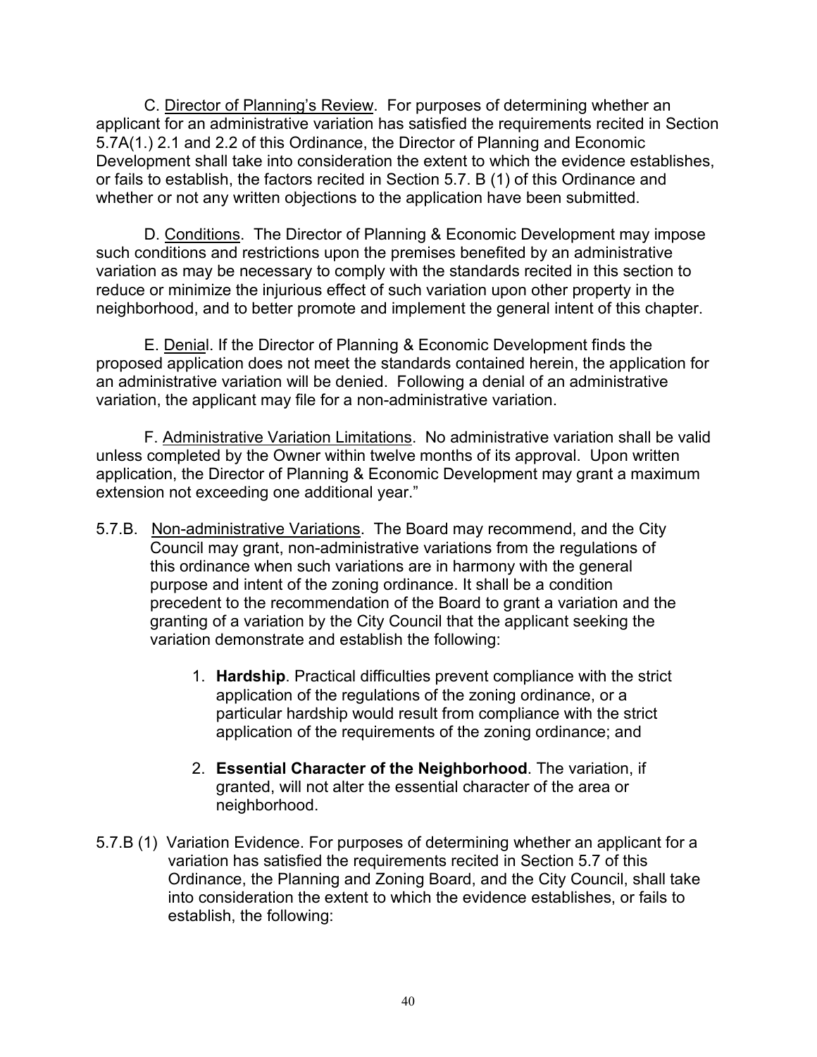C. Director of Planning's Review. For purposes of determining whether an applicant for an administrative variation has satisfied the requirements recited in Section 5.7A(1.) 2.1 and 2.2 of this Ordinance, the Director of Planning and Economic Development shall take into consideration the extent to which the evidence establishes, or fails to establish, the factors recited in Section 5.7. B (1) of this Ordinance and whether or not any written objections to the application have been submitted.

D. Conditions. The Director of Planning & Economic Development may impose such conditions and restrictions upon the premises benefited by an administrative variation as may be necessary to comply with the standards recited in this section to reduce or minimize the injurious effect of such variation upon other property in the neighborhood, and to better promote and implement the general intent of this chapter.

E. Denial. If the Director of Planning & Economic Development finds the proposed application does not meet the standards contained herein, the application for an administrative variation will be denied. Following a denial of an administrative variation, the applicant may file for a non-administrative variation.

F. Administrative Variation Limitations. No administrative variation shall be valid unless completed by the Owner within twelve months of its approval. Upon written application, the Director of Planning & Economic Development may grant a maximum extension not exceeding one additional year."

5.7.B. Non-administrative Variations. The Board may recommend, and the City Council may grant, non-administrative variations from the regulations of this ordinance when such variations are in harmony with the general purpose and intent of the zoning ordinance. It shall be a condition precedent to the recommendation of the Board to grant a variation and the granting of a variation by the City Council that the applicant seeking the variation demonstrate and establish the following:

1. **Hardship**. Practical difficulties prevent compliance with the strict application of the regulations of the zoning ordinance, or a particular hardship would result from compliance with the strict application of the requirements of the zoning ordinance; and

2. **Essential Character of the Neighborhood**. The variation, if granted, will not alter the essential character of the area or neighborhood.

5.7.B (1) Variation Evidence. For purposes of determining whether an applicant for a variation has satisfied the requirements recited in Section 5.7 of this Ordinance, the Planning and Zoning Board, and the City Council, shall take into consideration the extent to which the evidence establishes, or fails to establish, the following: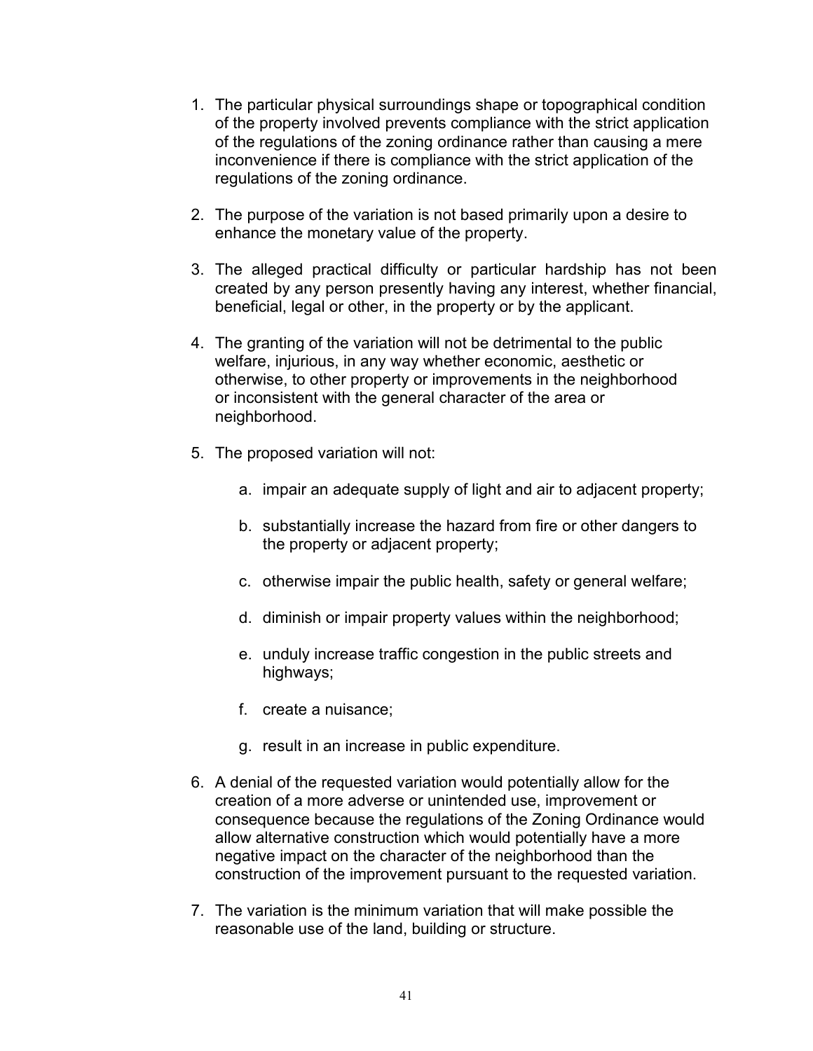1. The particular physical surroundings shape or topographical condition of the property involved prevents compliance with the strict application of the regulations of the zoning ordinance rather than causing a mere inconvenience if there is compliance with the strict application of the regulations of the zoning ordinance.

2. The purpose of the variation is not based primarily upon a desire to enhance the monetary value of the property.

3. The alleged practical difficulty or particular hardship has not been created by any person presently having any interest, whether financial, beneficial, legal or other, in the property or by the applicant.

4. The granting of the variation will not be detrimental to the public welfare, injurious, in any way whether economic, aesthetic or otherwise, to other property or improvements in the neighborhood or inconsistent with the general character of the area or neighborhood.

5. The proposed variation will not:

   a. impair an adequate supply of light and air to adjacent property;

   b. substantially increase the hazard from fire or other dangers to the property or adjacent property;

   c. otherwise impair the public health, safety or general welfare;

   d. diminish or impair property values within the neighborhood;

   e. unduly increase traffic congestion in the public streets and highways;

   f. create a nuisance;

   g. result in an increase in public expenditure.

6. A denial of the requested variation would potentially allow for the creation of a more adverse or unintended use, improvement or consequence because the regulations of the Zoning Ordinance would allow alternative construction which would potentially have a more negative impact on the character of the neighborhood than the construction of the improvement pursuant to the requested variation.

7. The variation is the minimum variation that will make possible the reasonable use of the land, building or structure.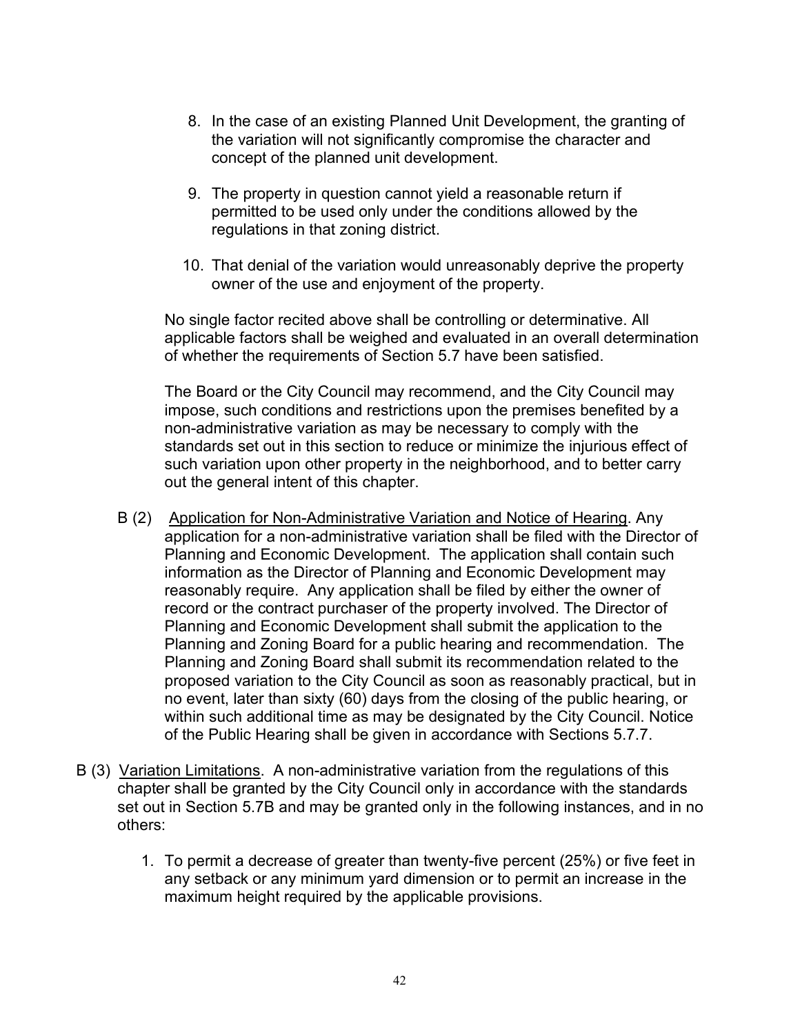8. In the case of an existing Planned Unit Development, the granting of the variation will not significantly compromise the character and concept of the planned unit development.

9. The property in question cannot yield a reasonable return if permitted to be used only under the conditions allowed by the regulations in that zoning district.

10. That denial of the variation would unreasonably deprive the property owner of the use and enjoyment of the property.

No single factor recited above shall be controlling or determinative. All applicable factors shall be weighed and evaluated in an overall determination of whether the requirements of Section 5.7 have been satisfied.

The Board or the City Council may recommend, and the City Council may impose, such conditions and restrictions upon the premises benefited by a non-administrative variation as may be necessary to comply with the standards set out in this section to reduce or minimize the injurious effect of such variation upon other property in the neighborhood, and to better carry out the general intent of this chapter.

B (2) Application for Non-Administrative Variation and Notice of Hearing. Any application for a non-administrative variation shall be filed with the Director of Planning and Economic Development. The application shall contain such information as the Director of Planning and Economic Development may reasonably require. Any application shall be filed by either the owner of record or the contract purchaser of the property involved. The Director of Planning and Economic Development shall submit the application to the Planning and Zoning Board for a public hearing and recommendation. The Planning and Zoning Board shall submit its recommendation related to the proposed variation to the City Council as soon as reasonably practical, but in no event, later than sixty (60) days from the closing of the public hearing, or within such additional time as may be designated by the City Council. Notice of the Public Hearing shall be given in accordance with Sections 5.7.7.

B (3) Variation Limitations. A non-administrative variation from the regulations of this chapter shall be granted by the City Council only in accordance with the standards set out in Section 5.7B and may be granted only in the following instances, and in no others:

1. To permit a decrease of greater than twenty-five percent (25%) or five feet in any setback or any minimum yard dimension or to permit an increase in the maximum height required by the applicable provisions.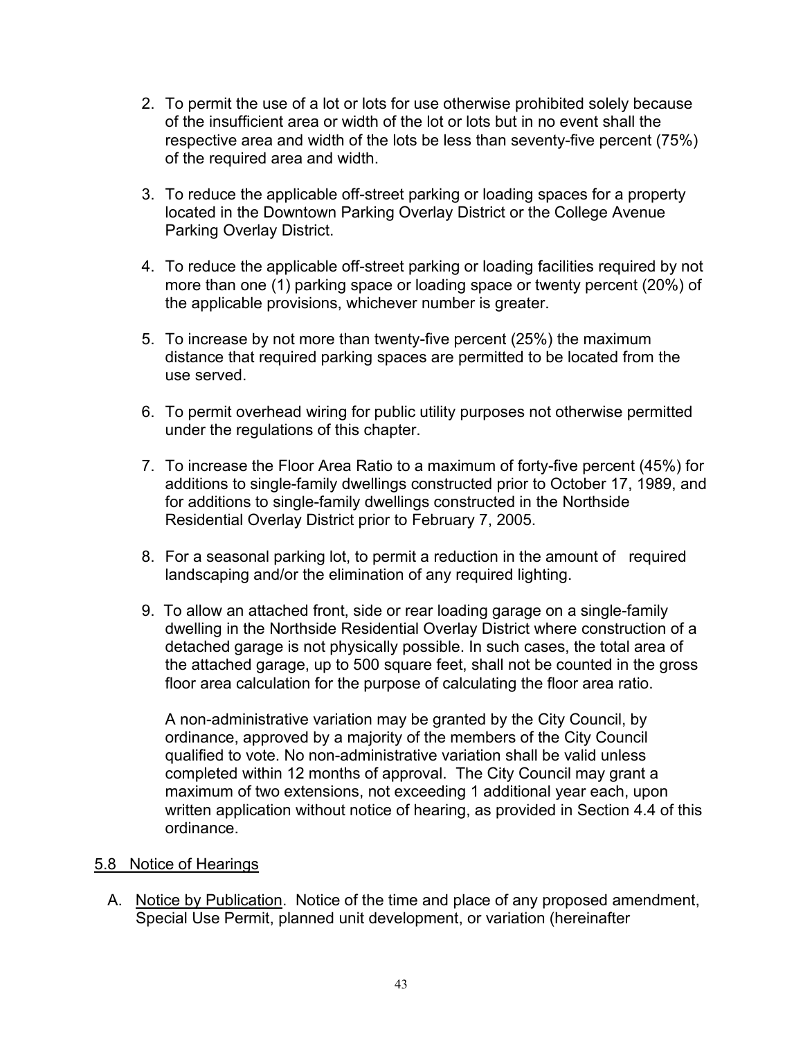2. To permit the use of a lot or lots for use otherwise prohibited solely because of the insufficient area or width of the lot or lots but in no event shall the respective area and width of the lots be less than seventy-five percent (75%) of the required area and width.

3. To reduce the applicable off-street parking or loading spaces for a property located in the Downtown Parking Overlay District or the College Avenue Parking Overlay District.

4. To reduce the applicable off-street parking or loading facilities required by not more than one (1) parking space or loading space or twenty percent (20%) of the applicable provisions, whichever number is greater.

5. To increase by not more than twenty-five percent (25%) the maximum distance that required parking spaces are permitted to be located from the use served.

6. To permit overhead wiring for public utility purposes not otherwise permitted under the regulations of this chapter.

7. To increase the Floor Area Ratio to a maximum of forty-five percent (45%) for additions to single-family dwellings constructed prior to October 17, 1989, and for additions to single-family dwellings constructed in the Northside Residential Overlay District prior to February 7, 2005.

8. For a seasonal parking lot, to permit a reduction in the amount of required landscaping and/or the elimination of any required lighting.

9. To allow an attached front, side or rear loading garage on a single-family dwelling in the Northside Residential Overlay District where construction of a detached garage is not physically possible. In such cases, the total area of the attached garage, up to 500 square feet, shall not be counted in the gross floor area calculation for the purpose of calculating the floor area ratio.

   A non-administrative variation may be granted by the City Council, by ordinance, approved by a majority of the members of the City Council qualified to vote. No non-administrative variation shall be valid unless completed within 12 months of approval. The City Council may grant a maximum of two extensions, not exceeding 1 additional year each, upon written application without notice of hearing, as provided in Section 4.4 of this ordinance.

## 5.8 Notice of Hearings

A. Notice by Publication. Notice of the time and place of any proposed amendment, Special Use Permit, planned unit development, or variation (hereinafter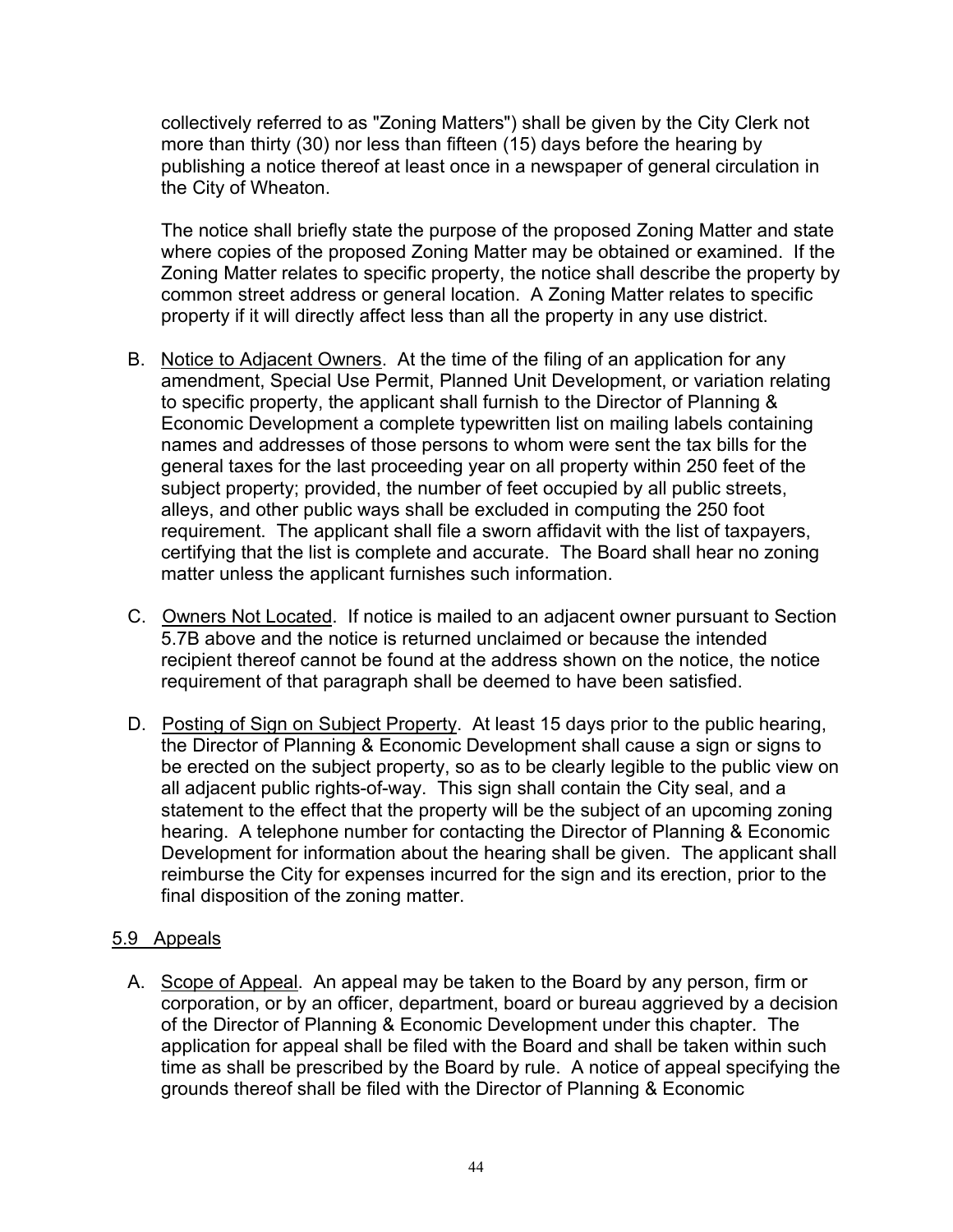collectively referred to as "Zoning Matters") shall be given by the City Clerk not more than thirty (30) nor less than fifteen (15) days before the hearing by publishing a notice thereof at least once in a newspaper of general circulation in the City of Wheaton.

The notice shall briefly state the purpose of the proposed Zoning Matter and state where copies of the proposed Zoning Matter may be obtained or examined. If the Zoning Matter relates to specific property, the notice shall describe the property by common street address or general location. A Zoning Matter relates to specific property if it will directly affect less than all the property in any use district.

B. Notice to Adjacent Owners. At the time of the filing of an application for any amendment, Special Use Permit, Planned Unit Development, or variation relating to specific property, the applicant shall furnish to the Director of Planning & Economic Development a complete typewritten list on mailing labels containing names and addresses of those persons to whom were sent the tax bills for the general taxes for the last proceeding year on all property within 250 feet of the subject property; provided, the number of feet occupied by all public streets, alleys, and other public ways shall be excluded in computing the 250 foot requirement. The applicant shall file a sworn affidavit with the list of taxpayers, certifying that the list is complete and accurate. The Board shall hear no zoning matter unless the applicant furnishes such information.

C. Owners Not Located. If notice is mailed to an adjacent owner pursuant to Section 5.7B above and the notice is returned unclaimed or because the intended recipient thereof cannot be found at the address shown on the notice, the notice requirement of that paragraph shall be deemed to have been satisfied.

D. Posting of Sign on Subject Property. At least 15 days prior to the public hearing, the Director of Planning & Economic Development shall cause a sign or signs to be erected on the subject property, so as to be clearly legible to the public view on all adjacent public rights-of-way. This sign shall contain the City seal, and a statement to the effect that the property will be the subject of an upcoming zoning hearing. A telephone number for contacting the Director of Planning & Economic Development for information about the hearing shall be given. The applicant shall reimburse the City for expenses incurred for the sign and its erection, prior to the final disposition of the zoning matter.

## 5.9 Appeals

A. Scope of Appeal. An appeal may be taken to the Board by any person, firm or corporation, or by an officer, department, board or bureau aggrieved by a decision of the Director of Planning & Economic Development under this chapter. The application for appeal shall be filed with the Board and shall be taken within such time as shall be prescribed by the Board by rule. A notice of appeal specifying the grounds thereof shall be filed with the Director of Planning & Economic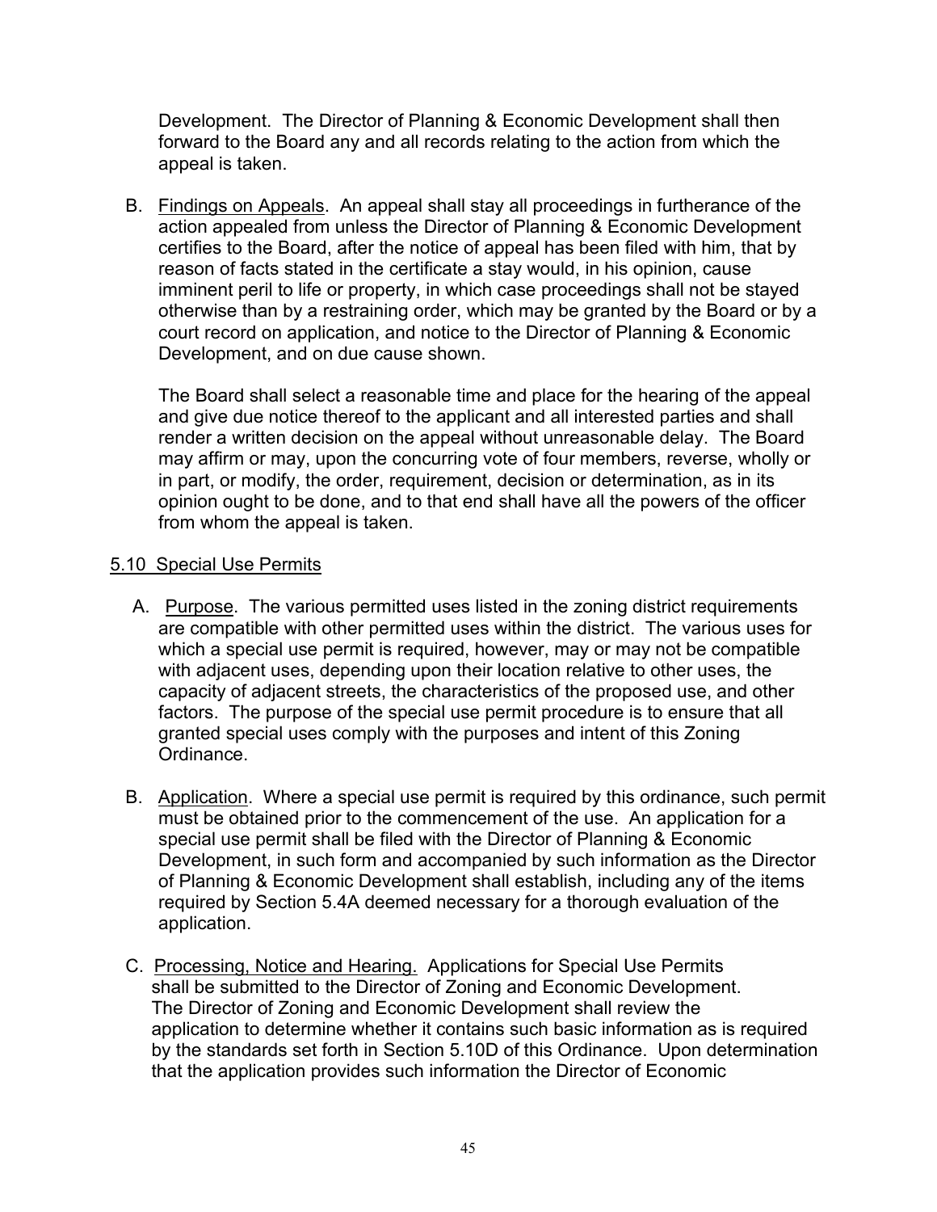Development. The Director of Planning & Economic Development shall then forward to the Board any and all records relating to the action from which the appeal is taken.

B. Findings on Appeals. An appeal shall stay all proceedings in furtherance of the action appealed from unless the Director of Planning & Economic Development certifies to the Board, after the notice of appeal has been filed with him, that by reason of facts stated in the certificate a stay would, in his opinion, cause imminent peril to life or property, in which case proceedings shall not be stayed otherwise than by a restraining order, which may be granted by the Board or by a court record on application, and notice to the Director of Planning & Economic Development, and on due cause shown.

   The Board shall select a reasonable time and place for the hearing of the appeal and give due notice thereof to the applicant and all interested parties and shall render a written decision on the appeal without unreasonable delay. The Board may affirm or may, upon the concurring vote of four members, reverse, wholly or in part, or modify, the order, requirement, decision or determination, as in its opinion ought to be done, and to that end shall have all the powers of the officer from whom the appeal is taken.

## 5.10 Special Use Permits

A. Purpose. The various permitted uses listed in the zoning district requirements are compatible with other permitted uses within the district. The various uses for which a special use permit is required, however, may or may not be compatible with adjacent uses, depending upon their location relative to other uses, the capacity of adjacent streets, the characteristics of the proposed use, and other factors. The purpose of the special use permit procedure is to ensure that all granted special uses comply with the purposes and intent of this Zoning Ordinance.

B. Application. Where a special use permit is required by this ordinance, such permit must be obtained prior to the commencement of the use. An application for a special use permit shall be filed with the Director of Planning & Economic Development, in such form and accompanied by such information as the Director of Planning & Economic Development shall establish, including any of the items required by Section 5.4A deemed necessary for a thorough evaluation of the application.

C. Processing, Notice and Hearing. Applications for Special Use Permits shall be submitted to the Director of Zoning and Economic Development. The Director of Zoning and Economic Development shall review the application to determine whether it contains such basic information as is required by the standards set forth in Section 5.10D of this Ordinance. Upon determination that the application provides such information the Director of Economic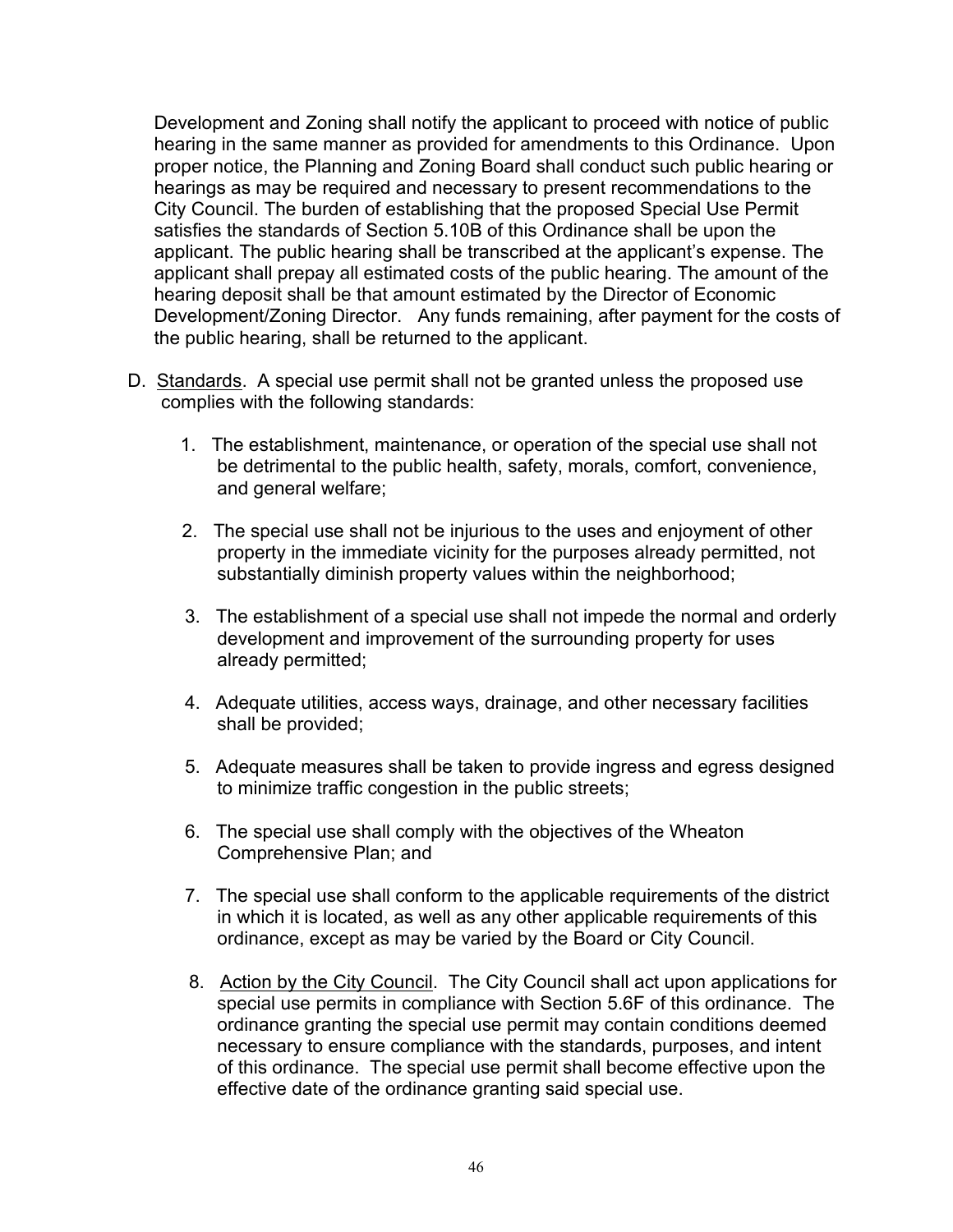Development and Zoning shall notify the applicant to proceed with notice of public hearing in the same manner as provided for amendments to this Ordinance. Upon proper notice, the Planning and Zoning Board shall conduct such public hearing or hearings as may be required and necessary to present recommendations to the City Council. The burden of establishing that the proposed Special Use Permit satisfies the standards of Section 5.10B of this Ordinance shall be upon the applicant. The public hearing shall be transcribed at the applicant's expense. The applicant shall prepay all estimated costs of the public hearing. The amount of the hearing deposit shall be that amount estimated by the Director of Economic Development/Zoning Director. Any funds remaining, after payment for the costs of the public hearing, shall be returned to the applicant.

D. Standards. A special use permit shall not be granted unless the proposed use complies with the following standards:

1. The establishment, maintenance, or operation of the special use shall not be detrimental to the public health, safety, morals, comfort, convenience, and general welfare;

2. The special use shall not be injurious to the uses and enjoyment of other property in the immediate vicinity for the purposes already permitted, not substantially diminish property values within the neighborhood;

3. The establishment of a special use shall not impede the normal and orderly development and improvement of the surrounding property for uses already permitted;

4. Adequate utilities, access ways, drainage, and other necessary facilities shall be provided;

5. Adequate measures shall be taken to provide ingress and egress designed to minimize traffic congestion in the public streets;

6. The special use shall comply with the objectives of the Wheaton Comprehensive Plan; and

7. The special use shall conform to the applicable requirements of the district in which it is located, as well as any other applicable requirements of this ordinance, except as may be varied by the Board or City Council.

8. Action by the City Council. The City Council shall act upon applications for special use permits in compliance with Section 5.6F of this ordinance. The ordinance granting the special use permit may contain conditions deemed necessary to ensure compliance with the standards, purposes, and intent of this ordinance. The special use permit shall become effective upon the effective date of the ordinance granting said special use.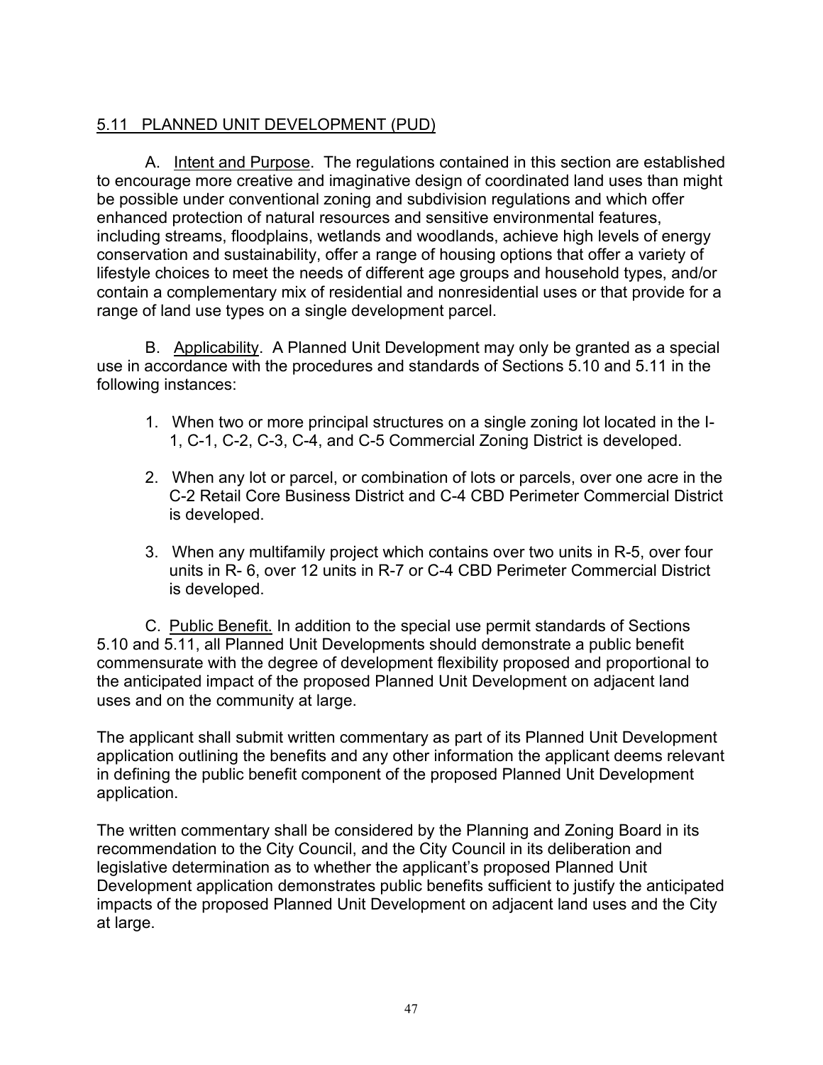## 5.11 PLANNED UNIT DEVELOPMENT (PUD)

A. Intent and Purpose. The regulations contained in this section are established to encourage more creative and imaginative design of coordinated land uses than might be possible under conventional zoning and subdivision regulations and which offer enhanced protection of natural resources and sensitive environmental features, including streams, floodplains, wetlands and woodlands, achieve high levels of energy conservation and sustainability, offer a range of housing options that offer a variety of lifestyle choices to meet the needs of different age groups and household types, and/or contain a complementary mix of residential and nonresidential uses or that provide for a range of land use types on a single development parcel.

B. Applicability. A Planned Unit Development may only be granted as a special use in accordance with the procedures and standards of Sections 5.10 and 5.11 in the following instances:

1. When two or more principal structures on a single zoning lot located in the I-1, C-1, C-2, C-3, C-4, and C-5 Commercial Zoning District is developed.

2. When any lot or parcel, or combination of lots or parcels, over one acre in the C-2 Retail Core Business District and C-4 CBD Perimeter Commercial District is developed.

3. When any multifamily project which contains over two units in R-5, over four units in R- 6, over 12 units in R-7 or C-4 CBD Perimeter Commercial District is developed.

C. Public Benefit. In addition to the special use permit standards of Sections 5.10 and 5.11, all Planned Unit Developments should demonstrate a public benefit commensurate with the degree of development flexibility proposed and proportional to the anticipated impact of the proposed Planned Unit Development on adjacent land uses and on the community at large.

The applicant shall submit written commentary as part of its Planned Unit Development application outlining the benefits and any other information the applicant deems relevant in defining the public benefit component of the proposed Planned Unit Development application.

The written commentary shall be considered by the Planning and Zoning Board in its recommendation to the City Council, and the City Council in its deliberation and legislative determination as to whether the applicant's proposed Planned Unit Development application demonstrates public benefits sufficient to justify the anticipated impacts of the proposed Planned Unit Development on adjacent land uses and the City at large.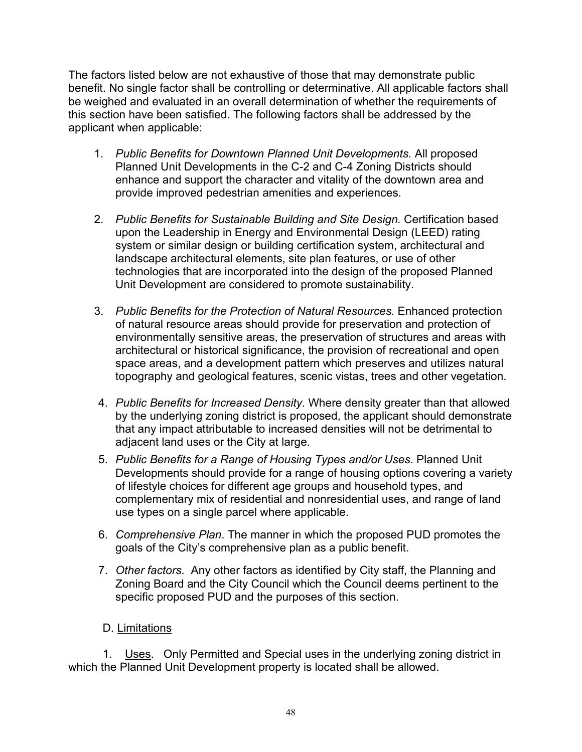The factors listed below are not exhaustive of those that may demonstrate public benefit. No single factor shall be controlling or determinative. All applicable factors shall be weighed and evaluated in an overall determination of whether the requirements of this section have been satisfied. The following factors shall be addressed by the applicant when applicable:

1. *Public Benefits for Downtown Planned Unit Developments.* All proposed Planned Unit Developments in the C-2 and C-4 Zoning Districts should enhance and support the character and vitality of the downtown area and provide improved pedestrian amenities and experiences.

2. *Public Benefits for Sustainable Building and Site Design.* Certification based upon the Leadership in Energy and Environmental Design (LEED) rating system or similar design or building certification system, architectural and landscape architectural elements, site plan features, or use of other technologies that are incorporated into the design of the proposed Planned Unit Development are considered to promote sustainability.

3. *Public Benefits for the Protection of Natural Resources.* Enhanced protection of natural resource areas should provide for preservation and protection of environmentally sensitive areas, the preservation of structures and areas with architectural or historical significance, the provision of recreational and open space areas, and a development pattern which preserves and utilizes natural topography and geological features, scenic vistas, trees and other vegetation.

4. *Public Benefits for Increased Density.* Where density greater than that allowed by the underlying zoning district is proposed, the applicant should demonstrate that any impact attributable to increased densities will not be detrimental to adjacent land uses or the City at large.

5. *Public Benefits for a Range of Housing Types and/or Uses*. Planned Unit Developments should provide for a range of housing options covering a variety of lifestyle choices for different age groups and household types, and complementary mix of residential and nonresidential uses, and range of land use types on a single parcel where applicable.

6. *Comprehensive Plan*. The manner in which the proposed PUD promotes the goals of the City's comprehensive plan as a public benefit.

7. *Other factors.* Any other factors as identified by City staff, the Planning and Zoning Board and the City Council which the Council deems pertinent to the specific proposed PUD and the purposes of this section.

D. <u>Limitations</u>

1. <u>Uses</u>. Only Permitted and Special uses in the underlying zoning district in which the Planned Unit Development property is located shall be allowed.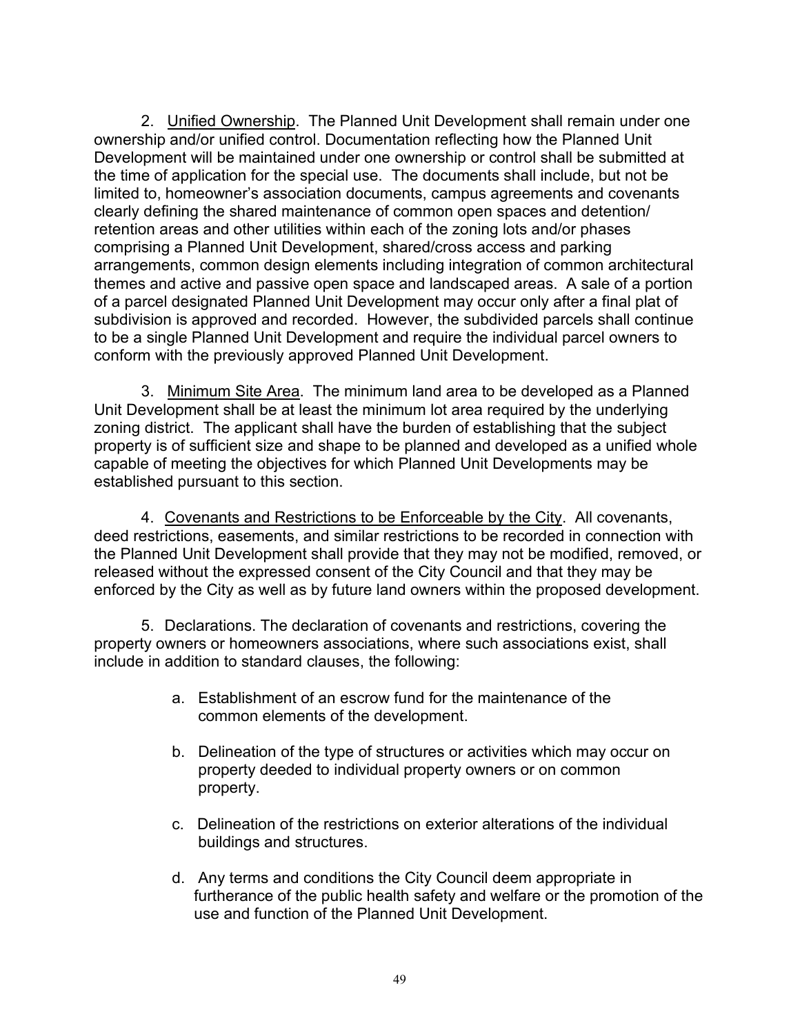2. Unified Ownership. The Planned Unit Development shall remain under one ownership and/or unified control. Documentation reflecting how the Planned Unit Development will be maintained under one ownership or control shall be submitted at the time of application for the special use. The documents shall include, but not be limited to, homeowner's association documents, campus agreements and covenants clearly defining the shared maintenance of common open spaces and detention/ retention areas and other utilities within each of the zoning lots and/or phases comprising a Planned Unit Development, shared/cross access and parking arrangements, common design elements including integration of common architectural themes and active and passive open space and landscaped areas. A sale of a portion of a parcel designated Planned Unit Development may occur only after a final plat of subdivision is approved and recorded. However, the subdivided parcels shall continue to be a single Planned Unit Development and require the individual parcel owners to conform with the previously approved Planned Unit Development.

3. Minimum Site Area. The minimum land area to be developed as a Planned Unit Development shall be at least the minimum lot area required by the underlying zoning district. The applicant shall have the burden of establishing that the subject property is of sufficient size and shape to be planned and developed as a unified whole capable of meeting the objectives for which Planned Unit Developments may be established pursuant to this section.

4. Covenants and Restrictions to be Enforceable by the City. All covenants, deed restrictions, easements, and similar restrictions to be recorded in connection with the Planned Unit Development shall provide that they may not be modified, removed, or released without the expressed consent of the City Council and that they may be enforced by the City as well as by future land owners within the proposed development.

5. Declarations. The declaration of covenants and restrictions, covering the property owners or homeowners associations, where such associations exist, shall include in addition to standard clauses, the following:

a. Establishment of an escrow fund for the maintenance of the common elements of the development.

b. Delineation of the type of structures or activities which may occur on property deeded to individual property owners or on common property.

c. Delineation of the restrictions on exterior alterations of the individual buildings and structures.

d. Any terms and conditions the City Council deem appropriate in furtherance of the public health safety and welfare or the promotion of the use and function of the Planned Unit Development.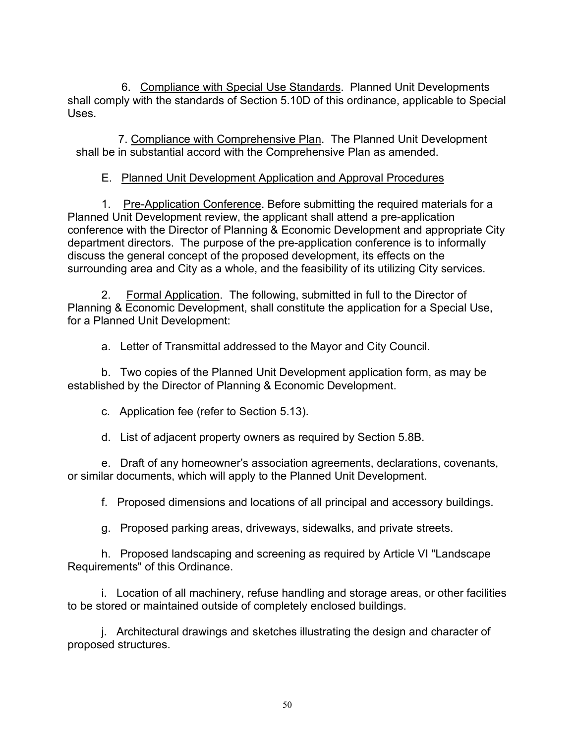6. Compliance with Special Use Standards. Planned Unit Developments shall comply with the standards of Section 5.10D of this ordinance, applicable to Special Uses.

7. Compliance with Comprehensive Plan. The Planned Unit Development shall be in substantial accord with the Comprehensive Plan as amended.

E. Planned Unit Development Application and Approval Procedures

1. Pre-Application Conference. Before submitting the required materials for a Planned Unit Development review, the applicant shall attend a pre-application conference with the Director of Planning & Economic Development and appropriate City department directors. The purpose of the pre-application conference is to informally discuss the general concept of the proposed development, its effects on the surrounding area and City as a whole, and the feasibility of its utilizing City services.

2. Formal Application. The following, submitted in full to the Director of Planning & Economic Development, shall constitute the application for a Special Use, for a Planned Unit Development:

a. Letter of Transmittal addressed to the Mayor and City Council.

b. Two copies of the Planned Unit Development application form, as may be established by the Director of Planning & Economic Development.

c. Application fee (refer to Section 5.13).

d. List of adjacent property owners as required by Section 5.8B.

e. Draft of any homeowner's association agreements, declarations, covenants, or similar documents, which will apply to the Planned Unit Development.

f. Proposed dimensions and locations of all principal and accessory buildings.

g. Proposed parking areas, driveways, sidewalks, and private streets.

h. Proposed landscaping and screening as required by Article VI "Landscape Requirements" of this Ordinance.

i. Location of all machinery, refuse handling and storage areas, or other facilities to be stored or maintained outside of completely enclosed buildings.

j. Architectural drawings and sketches illustrating the design and character of proposed structures.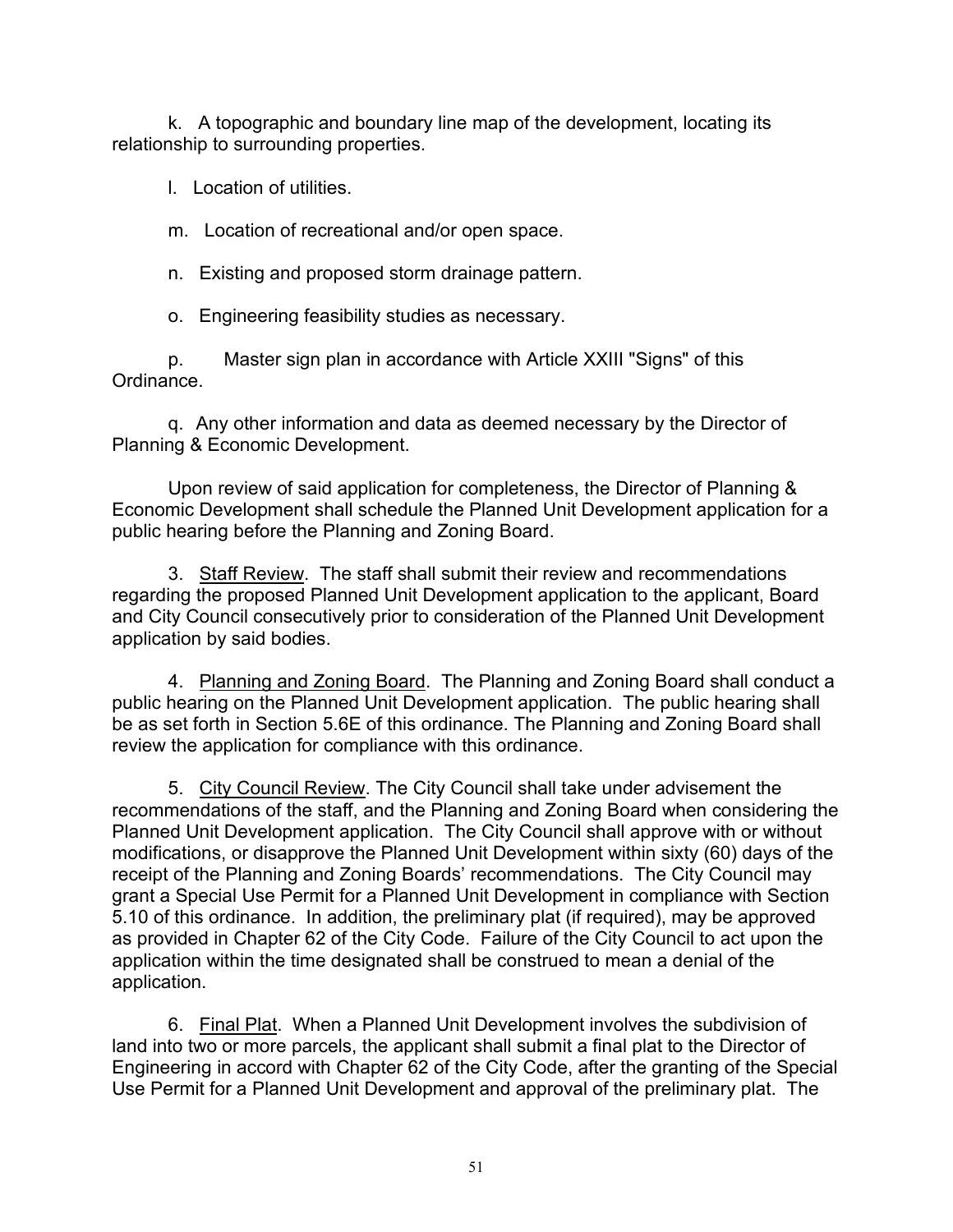k. A topographic and boundary line map of the development, locating its relationship to surrounding properties.

l. Location of utilities.

m. Location of recreational and/or open space.

n. Existing and proposed storm drainage pattern.

o. Engineering feasibility studies as necessary.

p. Master sign plan in accordance with Article XXIII "Signs" of this Ordinance.

q. Any other information and data as deemed necessary by the Director of Planning & Economic Development.

Upon review of said application for completeness, the Director of Planning & Economic Development shall schedule the Planned Unit Development application for a public hearing before the Planning and Zoning Board.

3. Staff Review. The staff shall submit their review and recommendations regarding the proposed Planned Unit Development application to the applicant, Board and City Council consecutively prior to consideration of the Planned Unit Development application by said bodies.

4. Planning and Zoning Board. The Planning and Zoning Board shall conduct a public hearing on the Planned Unit Development application. The public hearing shall be as set forth in Section 5.6E of this ordinance. The Planning and Zoning Board shall review the application for compliance with this ordinance.

5. City Council Review. The City Council shall take under advisement the recommendations of the staff, and the Planning and Zoning Board when considering the Planned Unit Development application. The City Council shall approve with or without modifications, or disapprove the Planned Unit Development within sixty (60) days of the receipt of the Planning and Zoning Boards' recommendations. The City Council may grant a Special Use Permit for a Planned Unit Development in compliance with Section 5.10 of this ordinance. In addition, the preliminary plat (if required), may be approved as provided in Chapter 62 of the City Code. Failure of the City Council to act upon the application within the time designated shall be construed to mean a denial of the application.

6. Final Plat. When a Planned Unit Development involves the subdivision of land into two or more parcels, the applicant shall submit a final plat to the Director of Engineering in accord with Chapter 62 of the City Code, after the granting of the Special Use Permit for a Planned Unit Development and approval of the preliminary plat. The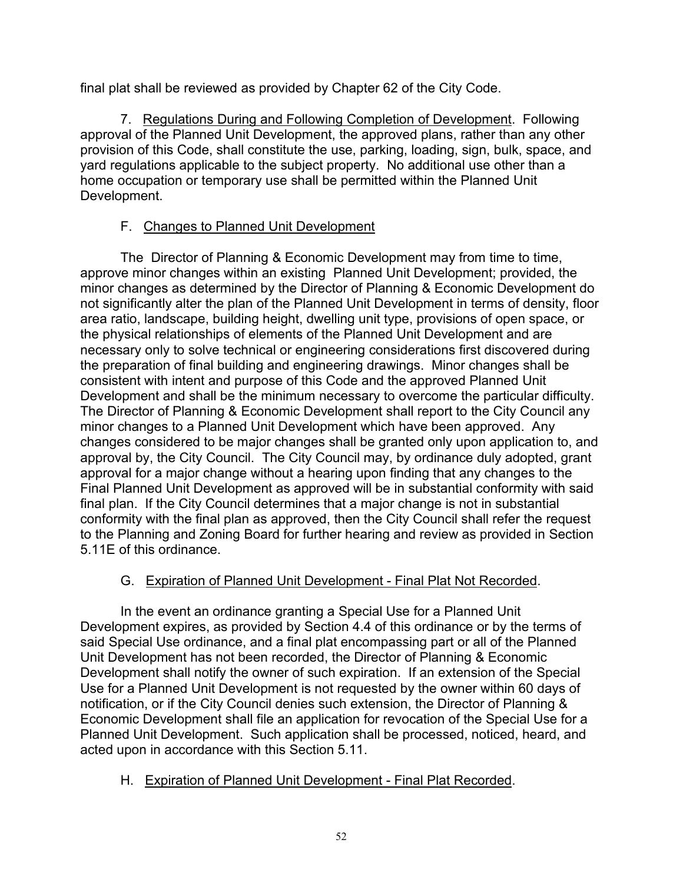final plat shall be reviewed as provided by Chapter 62 of the City Code.

7. Regulations During and Following Completion of Development. Following approval of the Planned Unit Development, the approved plans, rather than any other provision of this Code, shall constitute the use, parking, loading, sign, bulk, space, and yard regulations applicable to the subject property. No additional use other than a home occupation or temporary use shall be permitted within the Planned Unit Development.

F. Changes to Planned Unit Development

The Director of Planning & Economic Development may from time to time, approve minor changes within an existing Planned Unit Development; provided, the minor changes as determined by the Director of Planning & Economic Development do not significantly alter the plan of the Planned Unit Development in terms of density, floor area ratio, landscape, building height, dwelling unit type, provisions of open space, or the physical relationships of elements of the Planned Unit Development and are necessary only to solve technical or engineering considerations first discovered during the preparation of final building and engineering drawings. Minor changes shall be consistent with intent and purpose of this Code and the approved Planned Unit Development and shall be the minimum necessary to overcome the particular difficulty. The Director of Planning & Economic Development shall report to the City Council any minor changes to a Planned Unit Development which have been approved. Any changes considered to be major changes shall be granted only upon application to, and approval by, the City Council. The City Council may, by ordinance duly adopted, grant approval for a major change without a hearing upon finding that any changes to the Final Planned Unit Development as approved will be in substantial conformity with said final plan. If the City Council determines that a major change is not in substantial conformity with the final plan as approved, then the City Council shall refer the request to the Planning and Zoning Board for further hearing and review as provided in Section 5.11E of this ordinance.

G. Expiration of Planned Unit Development - Final Plat Not Recorded.

In the event an ordinance granting a Special Use for a Planned Unit Development expires, as provided by Section 4.4 of this ordinance or by the terms of said Special Use ordinance, and a final plat encompassing part or all of the Planned Unit Development has not been recorded, the Director of Planning & Economic Development shall notify the owner of such expiration. If an extension of the Special Use for a Planned Unit Development is not requested by the owner within 60 days of notification, or if the City Council denies such extension, the Director of Planning & Economic Development shall file an application for revocation of the Special Use for a Planned Unit Development. Such application shall be processed, noticed, heard, and acted upon in accordance with this Section 5.11.

H. Expiration of Planned Unit Development - Final Plat Recorded.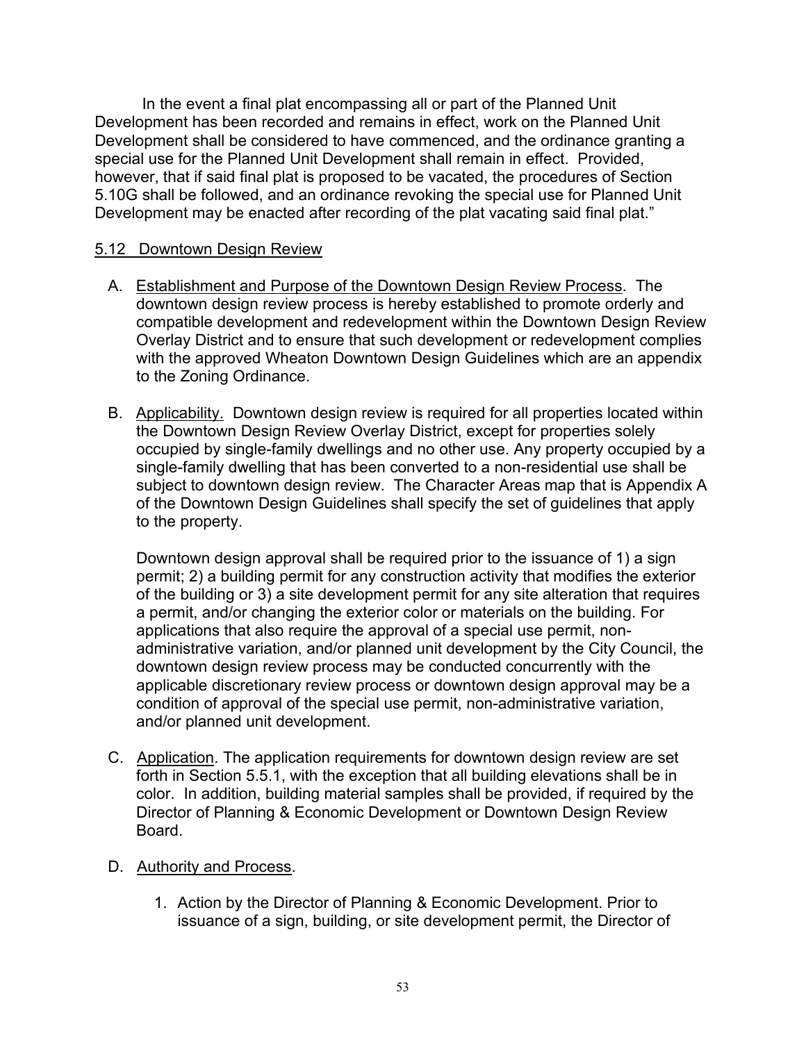In the event a final plat encompassing all or part of the Planned Unit Development has been recorded and remains in effect, work on the Planned Unit Development shall be considered to have commenced, and the ordinance granting a special use for the Planned Unit Development shall remain in effect. Provided, however, that if said final plat is proposed to be vacated, the procedures of Section 5.10G shall be followed, and an ordinance revoking the special use for Planned Unit Development may be enacted after recording of the plat vacating said final plat."

## 5.12 Downtown Design Review

A. Establishment and Purpose of the Downtown Design Review Process. The downtown design review process is hereby established to promote orderly and compatible development and redevelopment within the Downtown Design Review Overlay District and to ensure that such development or redevelopment complies with the approved Wheaton Downtown Design Guidelines which are an appendix to the Zoning Ordinance.

B. Applicability. Downtown design review is required for all properties located within the Downtown Design Review Overlay District, except for properties solely occupied by single-family dwellings and no other use. Any property occupied by a single-family dwelling that has been converted to a non-residential use shall be subject to downtown design review. The Character Areas map that is Appendix A of the Downtown Design Guidelines shall specify the set of guidelines that apply to the property.

   Downtown design approval shall be required prior to the issuance of 1) a sign permit; 2) a building permit for any construction activity that modifies the exterior of the building or 3) a site development permit for any site alteration that requires a permit, and/or changing the exterior color or materials on the building. For applications that also require the approval of a special use permit, non-administrative variation, and/or planned unit development by the City Council, the downtown design review process may be conducted concurrently with the applicable discretionary review process or downtown design approval may be a condition of approval of the special use permit, non-administrative variation, and/or planned unit development.

C. Application. The application requirements for downtown design review are set forth in Section 5.5.1, with the exception that all building elevations shall be in color. In addition, building material samples shall be provided, if required by the Director of Planning & Economic Development or Downtown Design Review Board.

D. Authority and Process.

   1. Action by the Director of Planning & Economic Development. Prior to issuance of a sign, building, or site development permit, the Director of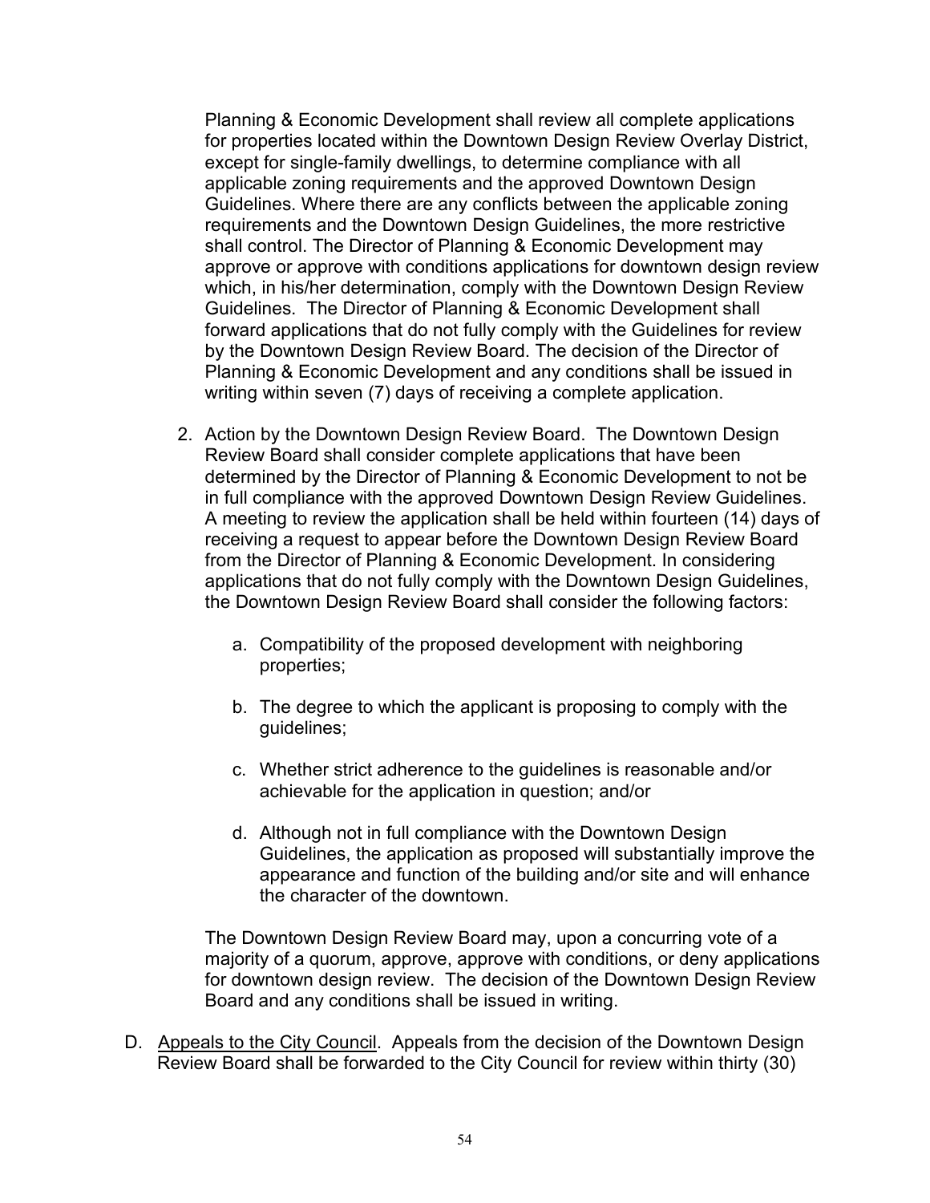Planning & Economic Development shall review all complete applications for properties located within the Downtown Design Review Overlay District, except for single-family dwellings, to determine compliance with all applicable zoning requirements and the approved Downtown Design Guidelines. Where there are any conflicts between the applicable zoning requirements and the Downtown Design Guidelines, the more restrictive shall control. The Director of Planning & Economic Development may approve or approve with conditions applications for downtown design review which, in his/her determination, comply with the Downtown Design Review Guidelines. The Director of Planning & Economic Development shall forward applications that do not fully comply with the Guidelines for review by the Downtown Design Review Board. The decision of the Director of Planning & Economic Development and any conditions shall be issued in writing within seven (7) days of receiving a complete application.

2. Action by the Downtown Design Review Board. The Downtown Design Review Board shall consider complete applications that have been determined by the Director of Planning & Economic Development to not be in full compliance with the approved Downtown Design Review Guidelines. A meeting to review the application shall be held within fourteen (14) days of receiving a request to appear before the Downtown Design Review Board from the Director of Planning & Economic Development. In considering applications that do not fully comply with the Downtown Design Guidelines, the Downtown Design Review Board shall consider the following factors:

   a. Compatibility of the proposed development with neighboring properties;

   b. The degree to which the applicant is proposing to comply with the guidelines;

   c. Whether strict adherence to the guidelines is reasonable and/or achievable for the application in question; and/or

   d. Although not in full compliance with the Downtown Design Guidelines, the application as proposed will substantially improve the appearance and function of the building and/or site and will enhance the character of the downtown.

   The Downtown Design Review Board may, upon a concurring vote of a majority of a quorum, approve, approve with conditions, or deny applications for downtown design review. The decision of the Downtown Design Review Board and any conditions shall be issued in writing.

D. Appeals to the City Council. Appeals from the decision of the Downtown Design Review Board shall be forwarded to the City Council for review within thirty (30)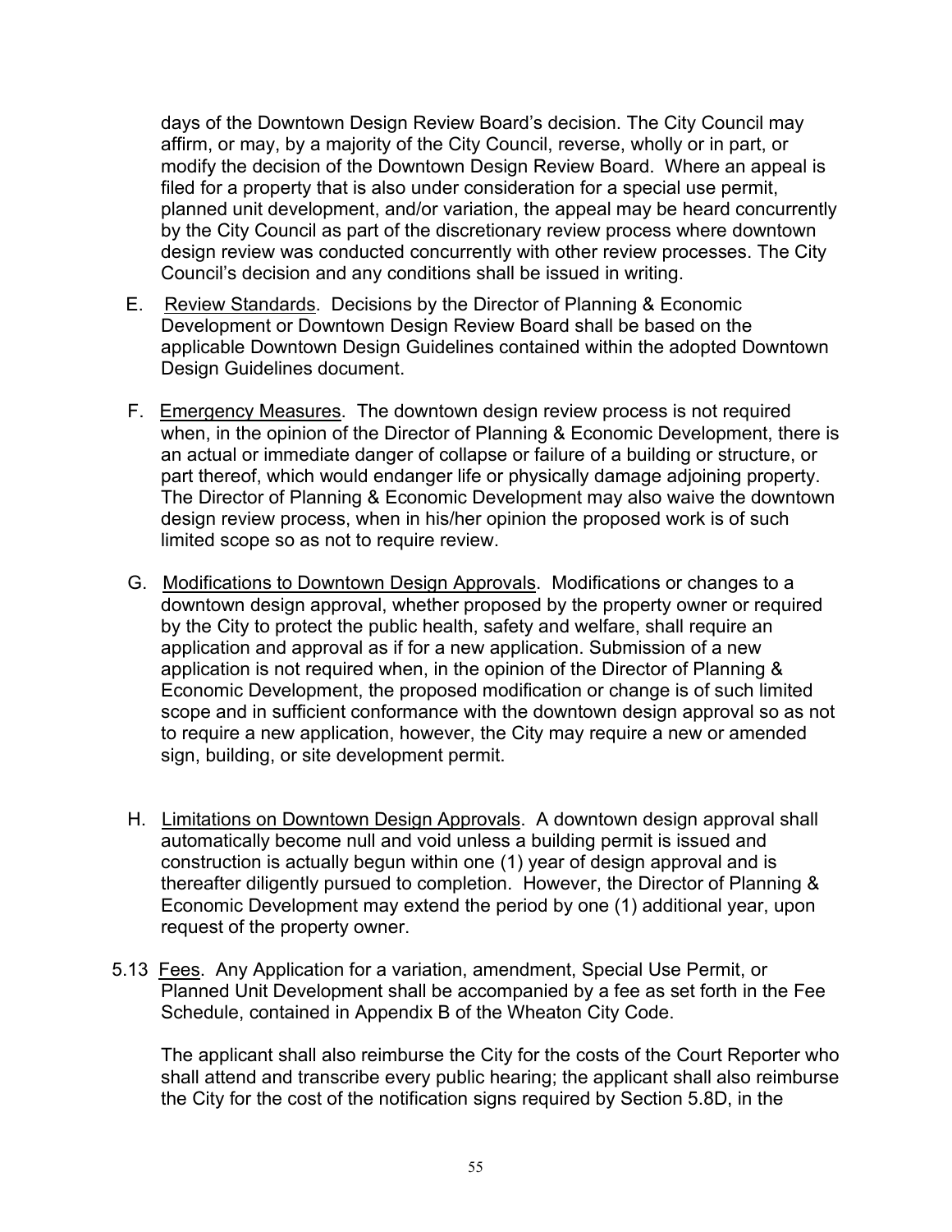days of the Downtown Design Review Board's decision. The City Council may affirm, or may, by a majority of the City Council, reverse, wholly or in part, or modify the decision of the Downtown Design Review Board. Where an appeal is filed for a property that is also under consideration for a special use permit, planned unit development, and/or variation, the appeal may be heard concurrently by the City Council as part of the discretionary review process where downtown design review was conducted concurrently with other review processes. The City Council's decision and any conditions shall be issued in writing.

E. Review Standards. Decisions by the Director of Planning & Economic Development or Downtown Design Review Board shall be based on the applicable Downtown Design Guidelines contained within the adopted Downtown Design Guidelines document.

F. Emergency Measures. The downtown design review process is not required when, in the opinion of the Director of Planning & Economic Development, there is an actual or immediate danger of collapse or failure of a building or structure, or part thereof, which would endanger life or physically damage adjoining property. The Director of Planning & Economic Development may also waive the downtown design review process, when in his/her opinion the proposed work is of such limited scope so as not to require review.

G. Modifications to Downtown Design Approvals. Modifications or changes to a downtown design approval, whether proposed by the property owner or required by the City to protect the public health, safety and welfare, shall require an application and approval as if for a new application. Submission of a new application is not required when, in the opinion of the Director of Planning & Economic Development, the proposed modification or change is of such limited scope and in sufficient conformance with the downtown design approval so as not to require a new application, however, the City may require a new or amended sign, building, or site development permit.

H. Limitations on Downtown Design Approvals. A downtown design approval shall automatically become null and void unless a building permit is issued and construction is actually begun within one (1) year of design approval and is thereafter diligently pursued to completion. However, the Director of Planning & Economic Development may extend the period by one (1) additional year, upon request of the property owner.

5.13 Fees. Any Application for a variation, amendment, Special Use Permit, or Planned Unit Development shall be accompanied by a fee as set forth in the Fee Schedule, contained in Appendix B of the Wheaton City Code.

The applicant shall also reimburse the City for the costs of the Court Reporter who shall attend and transcribe every public hearing; the applicant shall also reimburse the City for the cost of the notification signs required by Section 5.8D, in the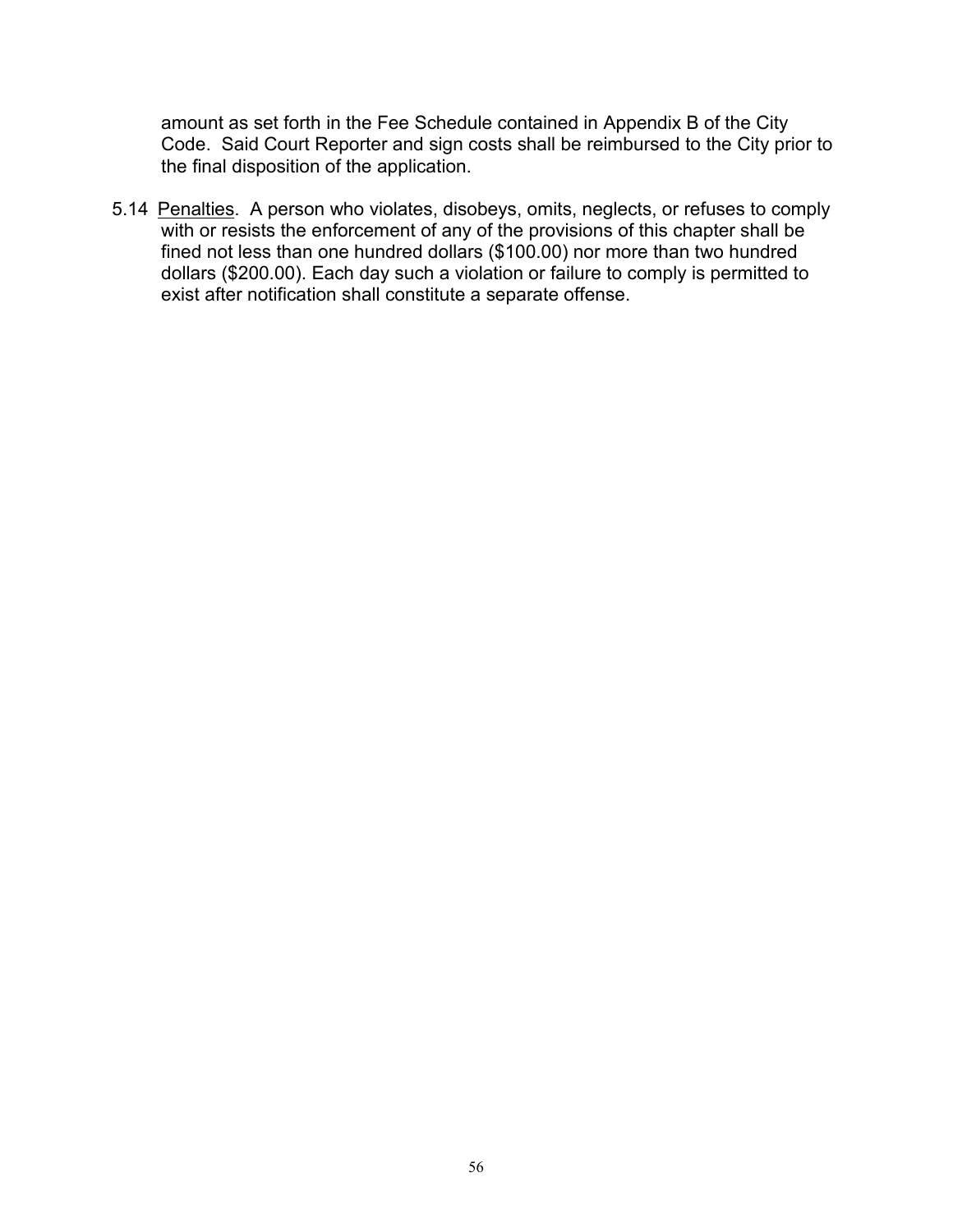amount as set forth in the Fee Schedule contained in Appendix B of the City Code. Said Court Reporter and sign costs shall be reimbursed to the City prior to the final disposition of the application.

5.14 Penalties. A person who violates, disobeys, omits, neglects, or refuses to comply with or resists the enforcement of any of the provisions of this chapter shall be fined not less than one hundred dollars ($100.00) nor more than two hundred dollars ($200.00). Each day such a violation or failure to comply is permitted to exist after notification shall constitute a separate offense.